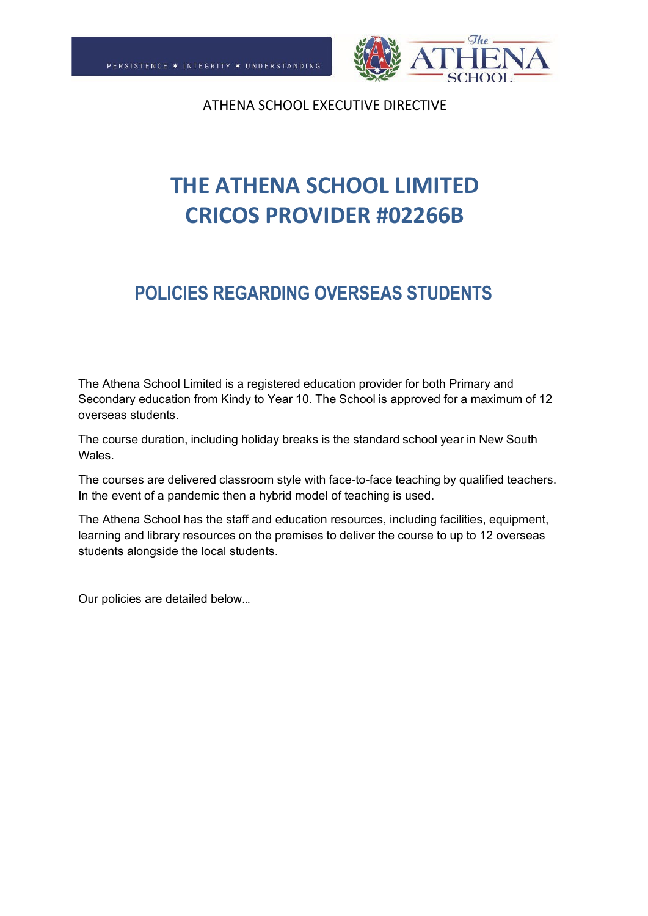PERSISTENCE ✱ INTEGRITY ✱ UNDERSTANDING

The ATHENA SCHOOL

ATHENA SCHOOL EXECUTIVE DIRECTIVE

# THE ATHENA SCHOOL LIMITED
# CRICOS PROVIDER #02266B

## POLICIES REGARDING OVERSEAS STUDENTS

The Athena School Limited is a registered education provider for both Primary and Secondary education from Kindy to Year 10. The School is approved for a maximum of 12 overseas students.

The course duration, including holiday breaks is the standard school year in New South Wales.

The courses are delivered classroom style with face-to-face teaching by qualified teachers. In the event of a pandemic then a hybrid model of teaching is used.

The Athena School has the staff and education resources, including facilities, equipment, learning and library resources on the premises to deliver the course to up to 12 overseas students alongside the local students.

Our policies are detailed below…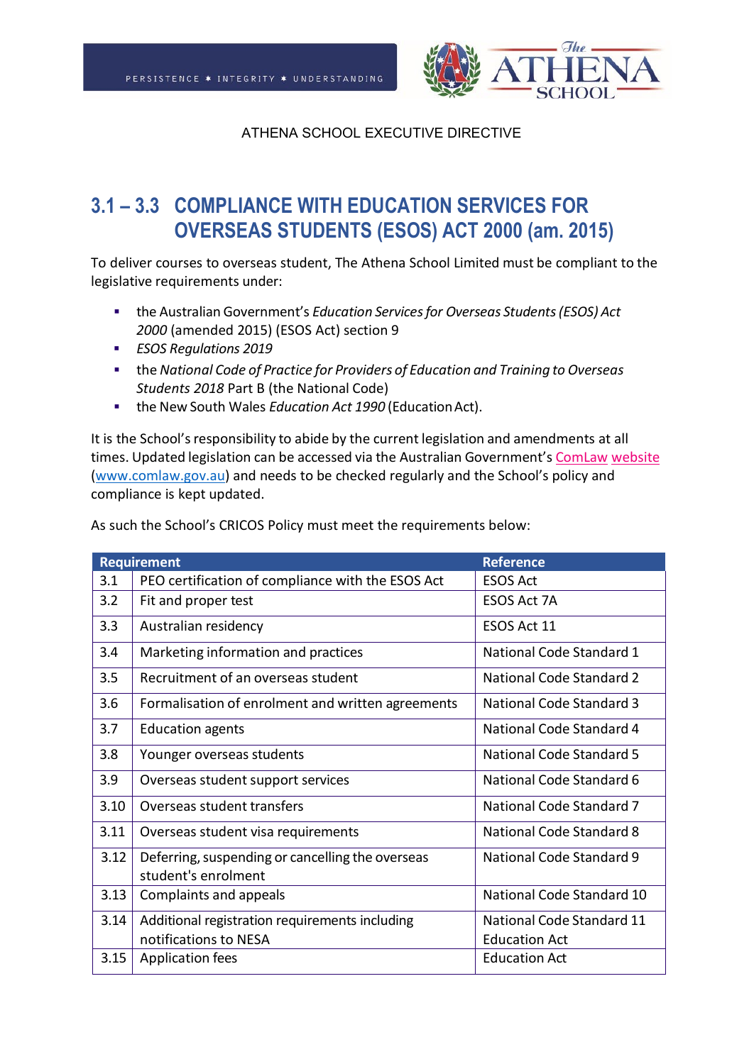ATHENA SCHOOL EXECUTIVE DIRECTIVE

# 3.1 – 3.3 COMPLIANCE WITH EDUCATION SERVICES FOR OVERSEAS STUDENTS (ESOS) ACT 2000 (am. 2015)

To deliver courses to overseas student, The Athena School Limited must be compliant to the legislative requirements under:

- the Australian Government's *Education Services for Overseas Students (ESOS) Act 2000* (amended 2015) (ESOS Act) section 9
- *ESOS Regulations 2019*
- the *National Code of Practice for Providers of Education and Training to Overseas Students 2018* Part B (the National Code)
- the New South Wales *Education Act 1990* (Education Act).

It is the School's responsibility to abide by the current legislation and amendments at all times. Updated legislation can be accessed via the Australian Government's ComLaw website (www.comlaw.gov.au) and needs to be checked regularly and the School's policy and compliance is kept updated.

As such the School's CRICOS Policy must meet the requirements below:

| Requirement | | Reference |
|---|---|---|
| 3.1 | PEO certification of compliance with the ESOS Act | ESOS Act |
| 3.2 | Fit and proper test | ESOS Act 7A |
| 3.3 | Australian residency | ESOS Act 11 |
| 3.4 | Marketing information and practices | National Code Standard 1 |
| 3.5 | Recruitment of an overseas student | National Code Standard 2 |
| 3.6 | Formalisation of enrolment and written agreements | National Code Standard 3 |
| 3.7 | Education agents | National Code Standard 4 |
| 3.8 | Younger overseas students | National Code Standard 5 |
| 3.9 | Overseas student support services | National Code Standard 6 |
| 3.10 | Overseas student transfers | National Code Standard 7 |
| 3.11 | Overseas student visa requirements | National Code Standard 8 |
| 3.12 | Deferring, suspending or cancelling the overseas student's enrolment | National Code Standard 9 |
| 3.13 | Complaints and appeals | National Code Standard 10 |
| 3.14 | Additional registration requirements including notifications to NESA | National Code Standard 11<br>Education Act |
| 3.15 | Application fees | Education Act |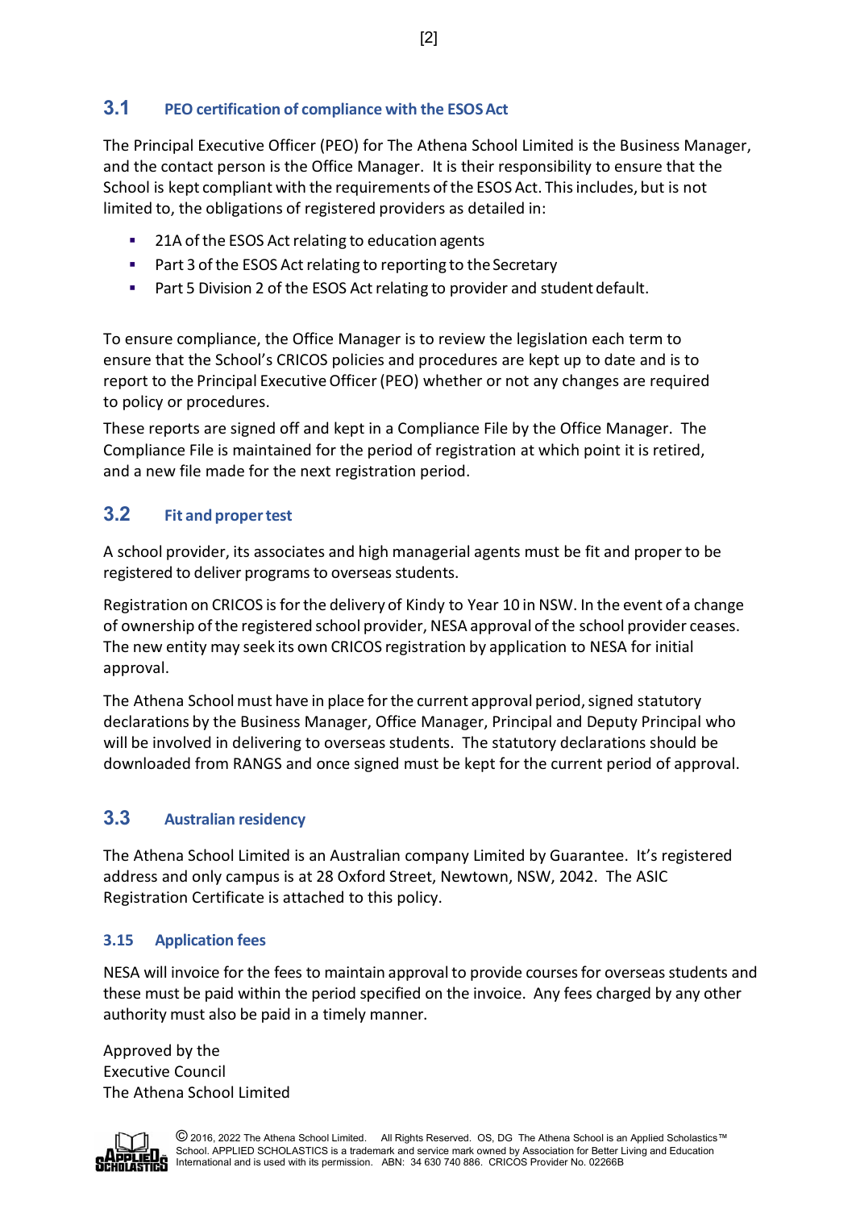## 3.1 PEO certification of compliance with the ESOS Act

The Principal Executive Officer (PEO) for The Athena School Limited is the Business Manager, and the contact person is the Office Manager. It is their responsibility to ensure that the School is kept compliant with the requirements of the ESOS Act. This includes, but is not limited to, the obligations of registered providers as detailed in:

- 21A of the ESOS Act relating to education agents
- Part 3 of the ESOS Act relating to reporting to the Secretary
- Part 5 Division 2 of the ESOS Act relating to provider and student default.

To ensure compliance, the Office Manager is to review the legislation each term to ensure that the School's CRICOS policies and procedures are kept up to date and is to report to the Principal Executive Officer (PEO) whether or not any changes are required to policy or procedures.

These reports are signed off and kept in a Compliance File by the Office Manager. The Compliance File is maintained for the period of registration at which point it is retired, and a new file made for the next registration period.

## 3.2 Fit and proper test

A school provider, its associates and high managerial agents must be fit and proper to be registered to deliver programs to overseas students.

Registration on CRICOS is for the delivery of Kindy to Year 10 in NSW. In the event of a change of ownership of the registered school provider, NESA approval of the school provider ceases. The new entity may seek its own CRICOS registration by application to NESA for initial approval.

The Athena School must have in place for the current approval period, signed statutory declarations by the Business Manager, Office Manager, Principal and Deputy Principal who will be involved in delivering to overseas students. The statutory declarations should be downloaded from RANGS and once signed must be kept for the current period of approval.

## 3.3 Australian residency

The Athena School Limited is an Australian company Limited by Guarantee. It's registered address and only campus is at 28 Oxford Street, Newtown, NSW, 2042. The ASIC Registration Certificate is attached to this policy.

### 3.15 Application fees

NESA will invoice for the fees to maintain approval to provide courses for overseas students and these must be paid within the period specified on the invoice. Any fees charged by any other authority must also be paid in a timely manner.

Approved by the
Executive Council
The Athena School Limited

© 2016, 2022 The Athena School Limited. All Rights Reserved. OS, DG The Athena School is an Applied Scholastics™ School. APPLIED SCHOLASTICS is a trademark and service mark owned by Association for Better Living and Education International and is used with its permission. ABN: 34 630 740 886. CRICOS Provider No. 02266B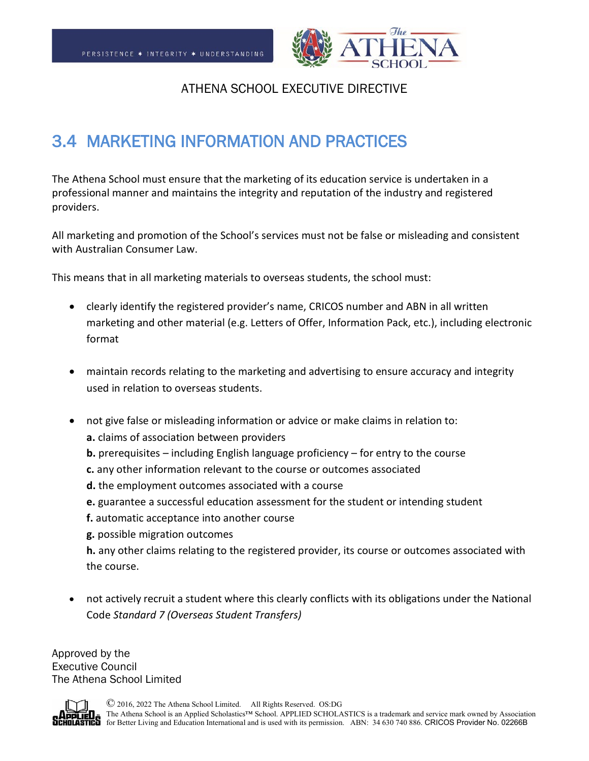ATHENA SCHOOL EXECUTIVE DIRECTIVE

# 3.4 MARKETING INFORMATION AND PRACTICES

The Athena School must ensure that the marketing of its education service is undertaken in a professional manner and maintains the integrity and reputation of the industry and registered providers.

All marketing and promotion of the School's services must not be false or misleading and consistent with Australian Consumer Law.

This means that in all marketing materials to overseas students, the school must:

- clearly identify the registered provider's name, CRICOS number and ABN in all written marketing and other material (e.g. Letters of Offer, Information Pack, etc.), including electronic format

- maintain records relating to the marketing and advertising to ensure accuracy and integrity used in relation to overseas students.

- not give false or misleading information or advice or make claims in relation to:
  **a.** claims of association between providers
  **b.** prerequisites – including English language proficiency – for entry to the course
  **c.** any other information relevant to the course or outcomes associated
  **d.** the employment outcomes associated with a course
  **e.** guarantee a successful education assessment for the student or intending student
  **f.** automatic acceptance into another course
  **g.** possible migration outcomes
  **h.** any other claims relating to the registered provider, its course or outcomes associated with the course.

- not actively recruit a student where this clearly conflicts with its obligations under the National Code *Standard 7 (Overseas Student Transfers)*

Approved by the
Executive Council
The Athena School Limited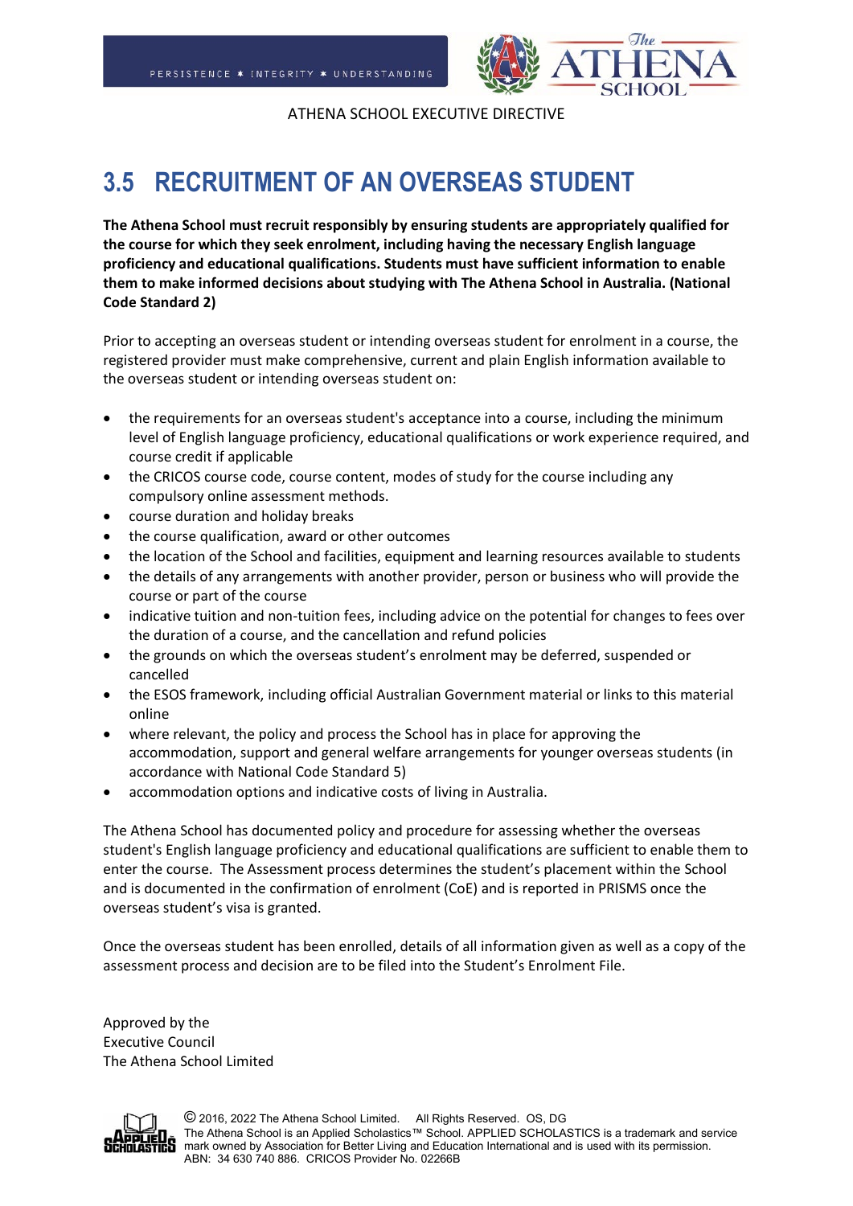# 3.5 RECRUITMENT OF AN OVERSEAS STUDENT

**The Athena School must recruit responsibly by ensuring students are appropriately qualified for the course for which they seek enrolment, including having the necessary English language proficiency and educational qualifications. Students must have sufficient information to enable them to make informed decisions about studying with The Athena School in Australia. (National Code Standard 2)**

Prior to accepting an overseas student or intending overseas student for enrolment in a course, the registered provider must make comprehensive, current and plain English information available to the overseas student or intending overseas student on:

- the requirements for an overseas student's acceptance into a course, including the minimum level of English language proficiency, educational qualifications or work experience required, and course credit if applicable
- the CRICOS course code, course content, modes of study for the course including any compulsory online assessment methods.
- course duration and holiday breaks
- the course qualification, award or other outcomes
- the location of the School and facilities, equipment and learning resources available to students
- the details of any arrangements with another provider, person or business who will provide the course or part of the course
- indicative tuition and non-tuition fees, including advice on the potential for changes to fees over the duration of a course, and the cancellation and refund policies
- the grounds on which the overseas student's enrolment may be deferred, suspended or cancelled
- the ESOS framework, including official Australian Government material or links to this material online
- where relevant, the policy and process the School has in place for approving the accommodation, support and general welfare arrangements for younger overseas students (in accordance with National Code Standard 5)
- accommodation options and indicative costs of living in Australia.

The Athena School has documented policy and procedure for assessing whether the overseas student's English language proficiency and educational qualifications are sufficient to enable them to enter the course. The Assessment process determines the student's placement within the School and is documented in the confirmation of enrolment (CoE) and is reported in PRISMS once the overseas student's visa is granted.

Once the overseas student has been enrolled, details of all information given as well as a copy of the assessment process and decision are to be filed into the Student's Enrolment File.

Approved by the
Executive Council
The Athena School Limited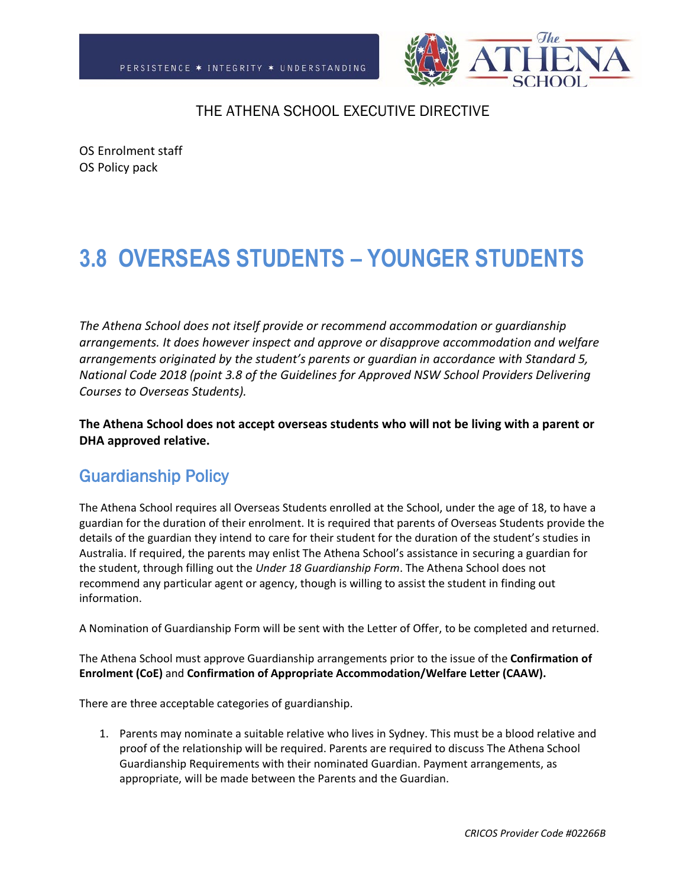THE ATHENA SCHOOL EXECUTIVE DIRECTIVE

OS Enrolment staff
OS Policy pack

# 3.8 OVERSEAS STUDENTS – YOUNGER STUDENTS

*The Athena School does not itself provide or recommend accommodation or guardianship arrangements. It does however inspect and approve or disapprove accommodation and welfare arrangements originated by the student's parents or guardian in accordance with Standard 5, National Code 2018 (point 3.8 of the Guidelines for Approved NSW School Providers Delivering Courses to Overseas Students).*

**The Athena School does not accept overseas students who will not be living with a parent or DHA approved relative.**

## Guardianship Policy

The Athena School requires all Overseas Students enrolled at the School, under the age of 18, to have a guardian for the duration of their enrolment. It is required that parents of Overseas Students provide the details of the guardian they intend to care for their student for the duration of the student's studies in Australia. If required, the parents may enlist The Athena School's assistance in securing a guardian for the student, through filling out the *Under 18 Guardianship Form*. The Athena School does not recommend any particular agent or agency, though is willing to assist the student in finding out information.

A Nomination of Guardianship Form will be sent with the Letter of Offer, to be completed and returned.

The Athena School must approve Guardianship arrangements prior to the issue of the **Confirmation of Enrolment (CoE)** and **Confirmation of Appropriate Accommodation/Welfare Letter (CAAW).**

There are three acceptable categories of guardianship.

1. Parents may nominate a suitable relative who lives in Sydney. This must be a blood relative and proof of the relationship will be required. Parents are required to discuss The Athena School Guardianship Requirements with their nominated Guardian. Payment arrangements, as appropriate, will be made between the Parents and the Guardian.

*CRICOS Provider Code #02266B*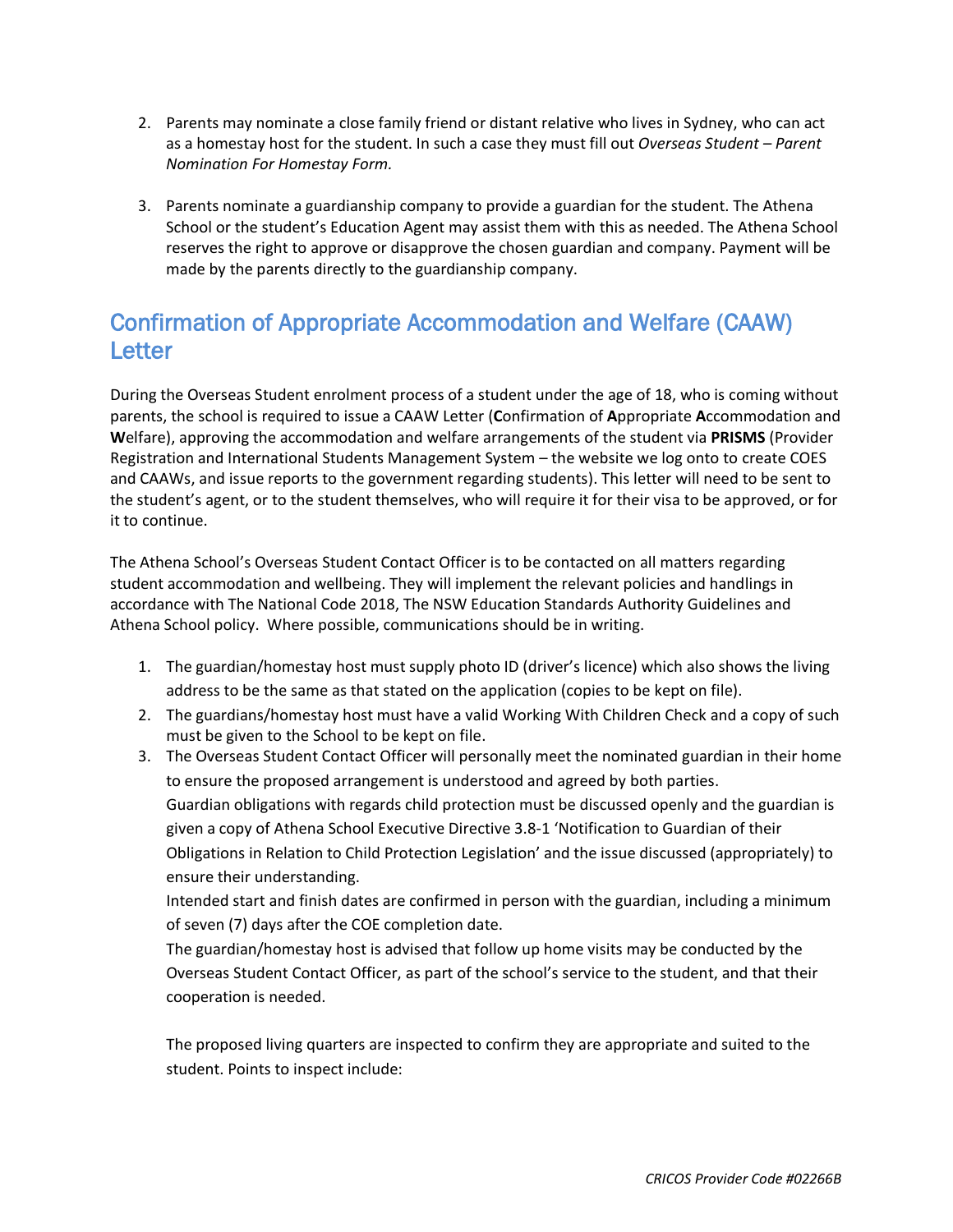2. Parents may nominate a close family friend or distant relative who lives in Sydney, who can act as a homestay host for the student. In such a case they must fill out *Overseas Student – Parent Nomination For Homestay Form.*

3. Parents nominate a guardianship company to provide a guardian for the student. The Athena School or the student's Education Agent may assist them with this as needed. The Athena School reserves the right to approve or disapprove the chosen guardian and company. Payment will be made by the parents directly to the guardianship company.

## Confirmation of Appropriate Accommodation and Welfare (CAAW) Letter

During the Overseas Student enrolment process of a student under the age of 18, who is coming without parents, the school is required to issue a CAAW Letter (**C**onfirmation of **A**ppropriate **A**ccommodation and **W**elfare), approving the accommodation and welfare arrangements of the student via **PRISMS** (Provider Registration and International Students Management System – the website we log onto to create COES and CAAWs, and issue reports to the government regarding students). This letter will need to be sent to the student's agent, or to the student themselves, who will require it for their visa to be approved, or for it to continue.

The Athena School's Overseas Student Contact Officer is to be contacted on all matters regarding student accommodation and wellbeing. They will implement the relevant policies and handlings in accordance with The National Code 2018, The NSW Education Standards Authority Guidelines and Athena School policy. Where possible, communications should be in writing.

1. The guardian/homestay host must supply photo ID (driver's licence) which also shows the living address to be the same as that stated on the application (copies to be kept on file).
2. The guardians/homestay host must have a valid Working With Children Check and a copy of such must be given to the School to be kept on file.
3. The Overseas Student Contact Officer will personally meet the nominated guardian in their home to ensure the proposed arrangement is understood and agreed by both parties.
   Guardian obligations with regards child protection must be discussed openly and the guardian is given a copy of Athena School Executive Directive 3.8-1 'Notification to Guardian of their Obligations in Relation to Child Protection Legislation' and the issue discussed (appropriately) to ensure their understanding.
   Intended start and finish dates are confirmed in person with the guardian, including a minimum of seven (7) days after the COE completion date.
   The guardian/homestay host is advised that follow up home visits may be conducted by the Overseas Student Contact Officer, as part of the school's service to the student, and that their cooperation is needed.

   The proposed living quarters are inspected to confirm they are appropriate and suited to the student. Points to inspect include: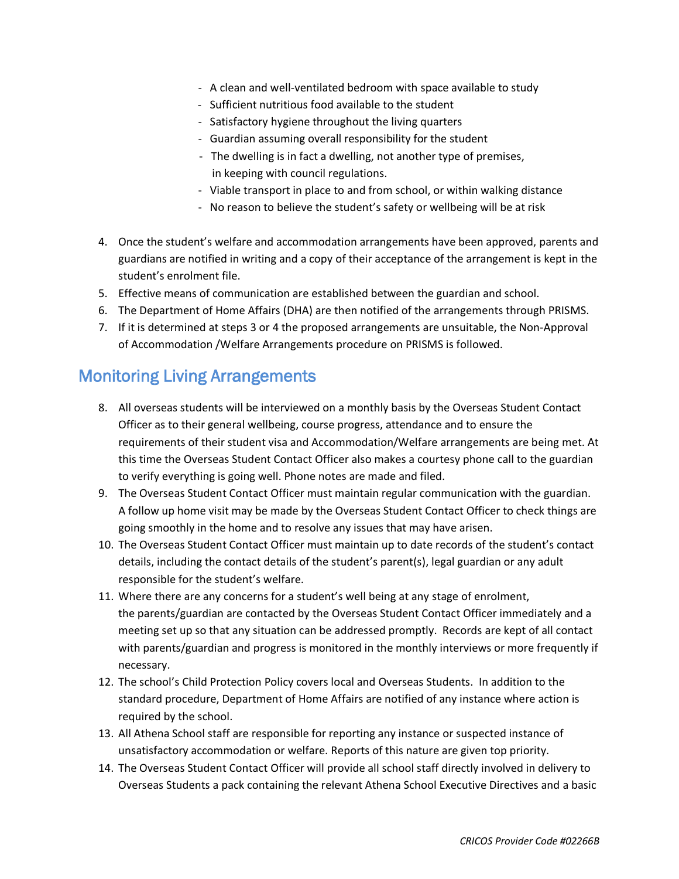- A clean and well-ventilated bedroom with space available to study
- Sufficient nutritious food available to the student
- Satisfactory hygiene throughout the living quarters
- Guardian assuming overall responsibility for the student
- The dwelling is in fact a dwelling, not another type of premises, in keeping with council regulations.
- Viable transport in place to and from school, or within walking distance
- No reason to believe the student's safety or wellbeing will be at risk

4. Once the student's welfare and accommodation arrangements have been approved, parents and guardians are notified in writing and a copy of their acceptance of the arrangement is kept in the student's enrolment file.
5. Effective means of communication are established between the guardian and school.
6. The Department of Home Affairs (DHA) are then notified of the arrangements through PRISMS.
7. If it is determined at steps 3 or 4 the proposed arrangements are unsuitable, the Non-Approval of Accommodation /Welfare Arrangements procedure on PRISMS is followed.

## Monitoring Living Arrangements

8. All overseas students will be interviewed on a monthly basis by the Overseas Student Contact Officer as to their general wellbeing, course progress, attendance and to ensure the requirements of their student visa and Accommodation/Welfare arrangements are being met. At this time the Overseas Student Contact Officer also makes a courtesy phone call to the guardian to verify everything is going well. Phone notes are made and filed.
9. The Overseas Student Contact Officer must maintain regular communication with the guardian. A follow up home visit may be made by the Overseas Student Contact Officer to check things are going smoothly in the home and to resolve any issues that may have arisen.
10. The Overseas Student Contact Officer must maintain up to date records of the student's contact details, including the contact details of the student's parent(s), legal guardian or any adult responsible for the student's welfare.
11. Where there are any concerns for a student's well being at any stage of enrolment, the parents/guardian are contacted by the Overseas Student Contact Officer immediately and a meeting set up so that any situation can be addressed promptly. Records are kept of all contact with parents/guardian and progress is monitored in the monthly interviews or more frequently if necessary.
12. The school's Child Protection Policy covers local and Overseas Students. In addition to the standard procedure, Department of Home Affairs are notified of any instance where action is required by the school.
13. All Athena School staff are responsible for reporting any instance or suspected instance of unsatisfactory accommodation or welfare. Reports of this nature are given top priority.
14. The Overseas Student Contact Officer will provide all school staff directly involved in delivery to Overseas Students a pack containing the relevant Athena School Executive Directives and a basic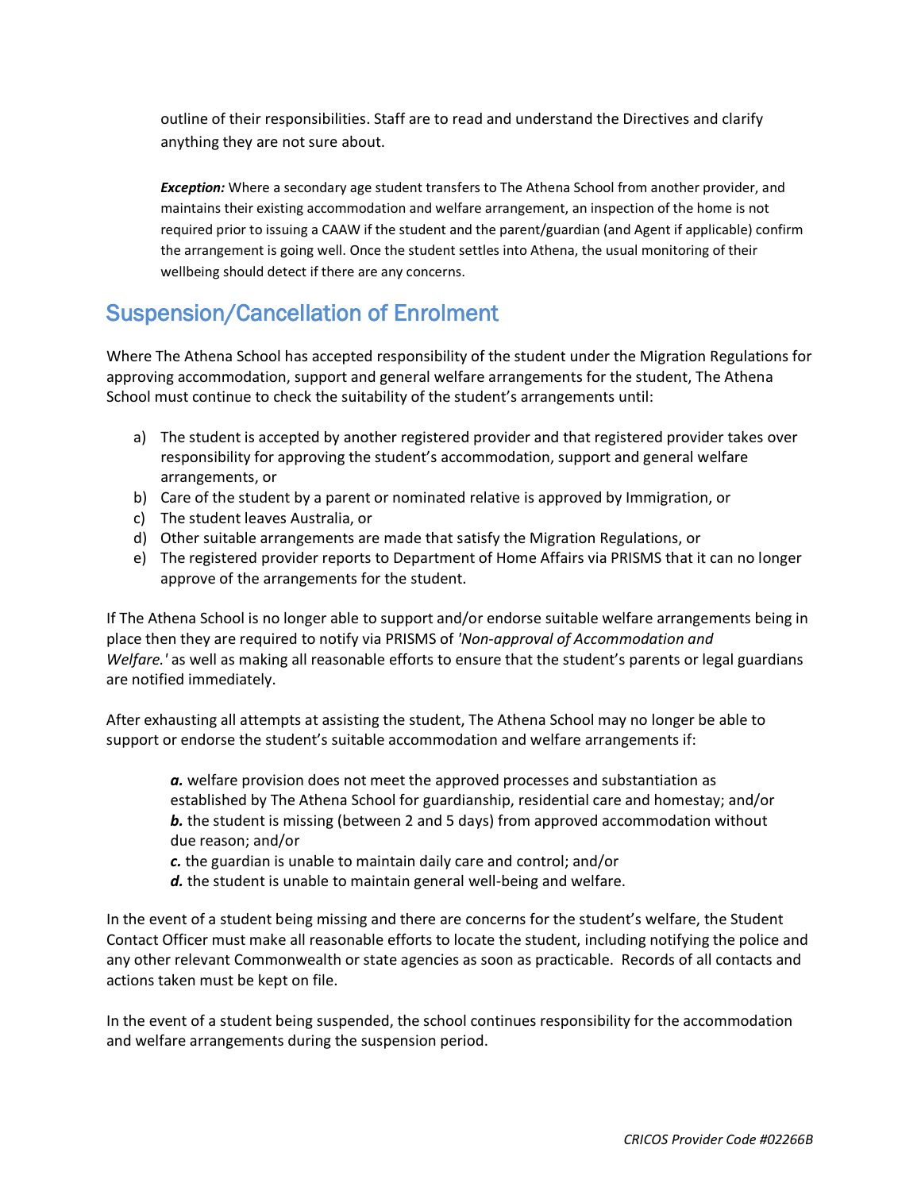outline of their responsibilities. Staff are to read and understand the Directives and clarify anything they are not sure about.

***Exception:*** Where a secondary age student transfers to The Athena School from another provider, and maintains their existing accommodation and welfare arrangement, an inspection of the home is not required prior to issuing a CAAW if the student and the parent/guardian (and Agent if applicable) confirm the arrangement is going well. Once the student settles into Athena, the usual monitoring of their wellbeing should detect if there are any concerns.

## Suspension/Cancellation of Enrolment

Where The Athena School has accepted responsibility of the student under the Migration Regulations for approving accommodation, support and general welfare arrangements for the student, The Athena School must continue to check the suitability of the student's arrangements until:

a) The student is accepted by another registered provider and that registered provider takes over responsibility for approving the student's accommodation, support and general welfare arrangements, or
b) Care of the student by a parent or nominated relative is approved by Immigration, or
c) The student leaves Australia, or
d) Other suitable arrangements are made that satisfy the Migration Regulations, or
e) The registered provider reports to Department of Home Affairs via PRISMS that it can no longer approve of the arrangements for the student.

If The Athena School is no longer able to support and/or endorse suitable welfare arrangements being in place then they are required to notify via PRISMS of *'Non-approval of Accommodation and Welfare.'* as well as making all reasonable efforts to ensure that the student's parents or legal guardians are notified immediately.

After exhausting all attempts at assisting the student, The Athena School may no longer be able to support or endorse the student's suitable accommodation and welfare arrangements if:

***a.*** welfare provision does not meet the approved processes and substantiation as established by The Athena School for guardianship, residential care and homestay; and/or
***b.*** the student is missing (between 2 and 5 days) from approved accommodation without due reason; and/or
***c.*** the guardian is unable to maintain daily care and control; and/or
***d.*** the student is unable to maintain general well-being and welfare.

In the event of a student being missing and there are concerns for the student's welfare, the Student Contact Officer must make all reasonable efforts to locate the student, including notifying the police and any other relevant Commonwealth or state agencies as soon as practicable. Records of all contacts and actions taken must be kept on file.

In the event of a student being suspended, the school continues responsibility for the accommodation and welfare arrangements during the suspension period.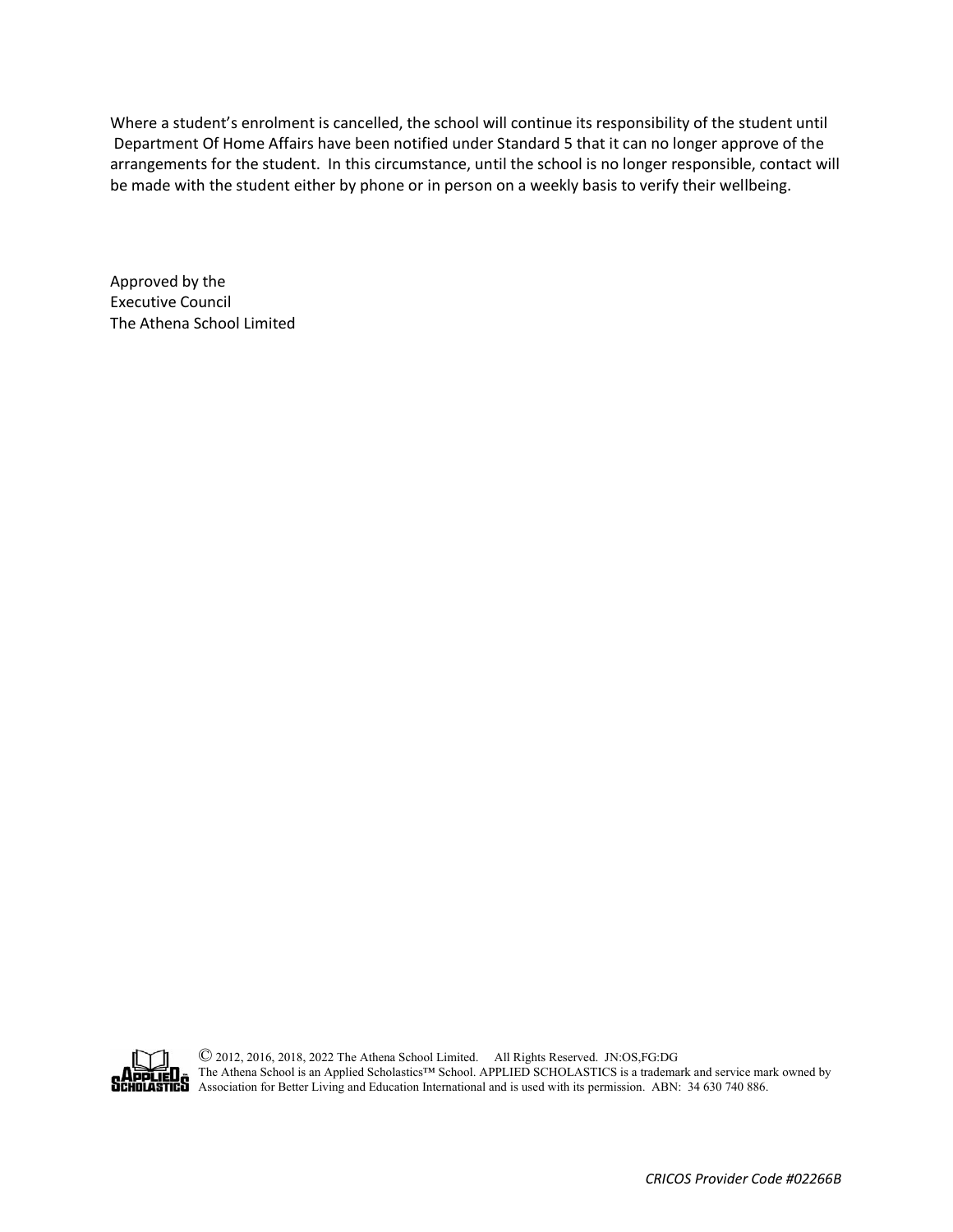Where a student's enrolment is cancelled, the school will continue its responsibility of the student until Department Of Home Affairs have been notified under Standard 5 that it can no longer approve of the arrangements for the student. In this circumstance, until the school is no longer responsible, contact will be made with the student either by phone or in person on a weekly basis to verify their wellbeing.

Approved by the
Executive Council
The Athena School Limited

© 2012, 2016, 2018, 2022 The Athena School Limited. All Rights Reserved. JN:OS,FG:DG
The Athena School is an Applied Scholastics™ School. APPLIED SCHOLASTICS is a trademark and service mark owned by Association for Better Living and Education International and is used with its permission. ABN: 34 630 740 886.

*CRICOS Provider Code #02266B*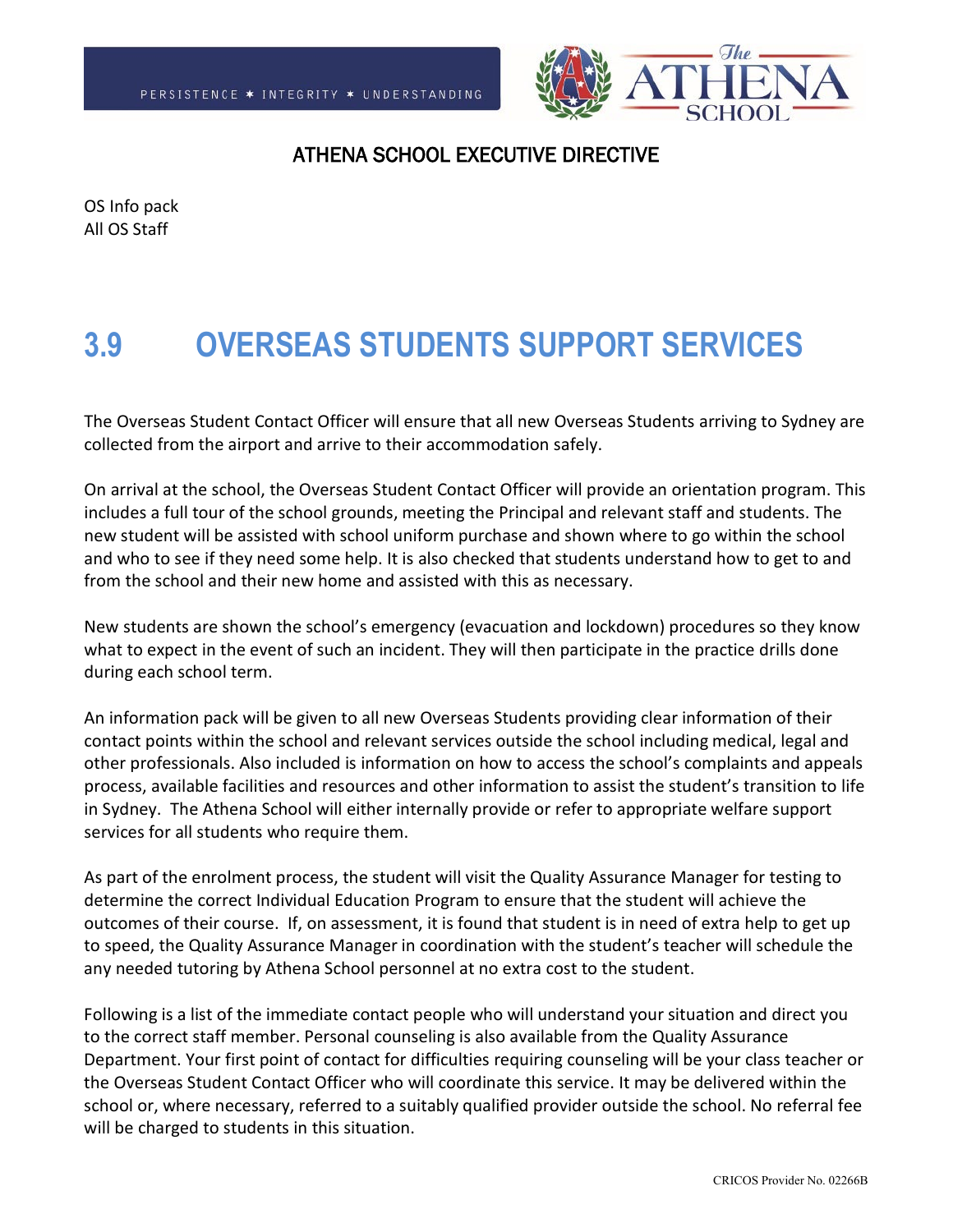## ATHENA SCHOOL EXECUTIVE DIRECTIVE

OS Info pack
All OS Staff

# 3.9 OVERSEAS STUDENTS SUPPORT SERVICES

The Overseas Student Contact Officer will ensure that all new Overseas Students arriving to Sydney are collected from the airport and arrive to their accommodation safely.

On arrival at the school, the Overseas Student Contact Officer will provide an orientation program. This includes a full tour of the school grounds, meeting the Principal and relevant staff and students. The new student will be assisted with school uniform purchase and shown where to go within the school and who to see if they need some help. It is also checked that students understand how to get to and from the school and their new home and assisted with this as necessary.

New students are shown the school's emergency (evacuation and lockdown) procedures so they know what to expect in the event of such an incident. They will then participate in the practice drills done during each school term.

An information pack will be given to all new Overseas Students providing clear information of their contact points within the school and relevant services outside the school including medical, legal and other professionals. Also included is information on how to access the school's complaints and appeals process, available facilities and resources and other information to assist the student's transition to life in Sydney. The Athena School will either internally provide or refer to appropriate welfare support services for all students who require them.

As part of the enrolment process, the student will visit the Quality Assurance Manager for testing to determine the correct Individual Education Program to ensure that the student will achieve the outcomes of their course. If, on assessment, it is found that student is in need of extra help to get up to speed, the Quality Assurance Manager in coordination with the student's teacher will schedule the any needed tutoring by Athena School personnel at no extra cost to the student.

Following is a list of the immediate contact people who will understand your situation and direct you to the correct staff member. Personal counseling is also available from the Quality Assurance Department. Your first point of contact for difficulties requiring counseling will be your class teacher or the Overseas Student Contact Officer who will coordinate this service. It may be delivered within the school or, where necessary, referred to a suitably qualified provider outside the school. No referral fee will be charged to students in this situation.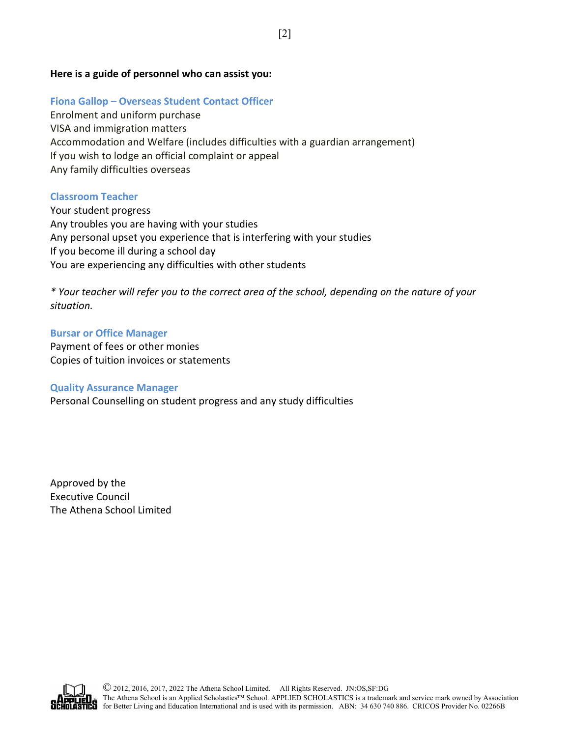**Here is a guide of personnel who can assist you:**

### Fiona Gallop – Overseas Student Contact Officer

Enrolment and uniform purchase
VISA and immigration matters
Accommodation and Welfare (includes difficulties with a guardian arrangement)
If you wish to lodge an official complaint or appeal
Any family difficulties overseas

### Classroom Teacher

Your student progress
Any troubles you are having with your studies
Any personal upset you experience that is interfering with your studies
If you become ill during a school day
You are experiencing any difficulties with other students

*\* Your teacher will refer you to the correct area of the school, depending on the nature of your situation.*

### Bursar or Office Manager

Payment of fees or other monies
Copies of tuition invoices or statements

### Quality Assurance Manager

Personal Counselling on student progress and any study difficulties

Approved by the
Executive Council
The Athena School Limited

© 2012, 2016, 2017, 2022 The Athena School Limited. All Rights Reserved. JN:OS,SF:DG
The Athena School is an Applied Scholastics™ School. APPLIED SCHOLASTICS is a trademark and service mark owned by Association for Better Living and Education International and is used with its permission. ABN: 34 630 740 886. CRICOS Provider No. 02266B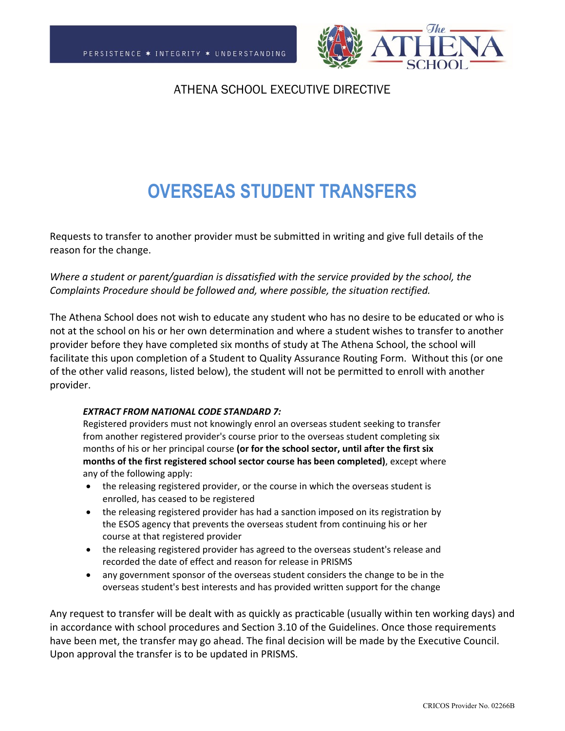PERSISTENCE ✶ INTEGRITY ✶ UNDERSTANDING

ATHENA SCHOOL EXECUTIVE DIRECTIVE

# OVERSEAS STUDENT TRANSFERS

Requests to transfer to another provider must be submitted in writing and give full details of the reason for the change.

*Where a student or parent/guardian is dissatisfied with the service provided by the school, the Complaints Procedure should be followed and, where possible, the situation rectified.*

The Athena School does not wish to educate any student who has no desire to be educated or who is not at the school on his or her own determination and where a student wishes to transfer to another provider before they have completed six months of study at The Athena School, the school will facilitate this upon completion of a Student to Quality Assurance Routing Form. Without this (or one of the other valid reasons, listed below), the student will not be permitted to enroll with another provider.

> ***EXTRACT FROM NATIONAL CODE STANDARD 7:***
> Registered providers must not knowingly enrol an overseas student seeking to transfer from another registered provider's course prior to the overseas student completing six months of his or her principal course **(or for the school sector, until after the first six months of the first registered school sector course has been completed)**, except where any of the following apply:
>
> - the releasing registered provider, or the course in which the overseas student is enrolled, has ceased to be registered
> - the releasing registered provider has had a sanction imposed on its registration by the ESOS agency that prevents the overseas student from continuing his or her course at that registered provider
> - the releasing registered provider has agreed to the overseas student's release and recorded the date of effect and reason for release in PRISMS
> - any government sponsor of the overseas student considers the change to be in the overseas student's best interests and has provided written support for the change

Any request to transfer will be dealt with as quickly as practicable (usually within ten working days) and in accordance with school procedures and Section 3.10 of the Guidelines. Once those requirements have been met, the transfer may go ahead. The final decision will be made by the Executive Council. Upon approval the transfer is to be updated in PRISMS.

CRICOS Provider No. 02266B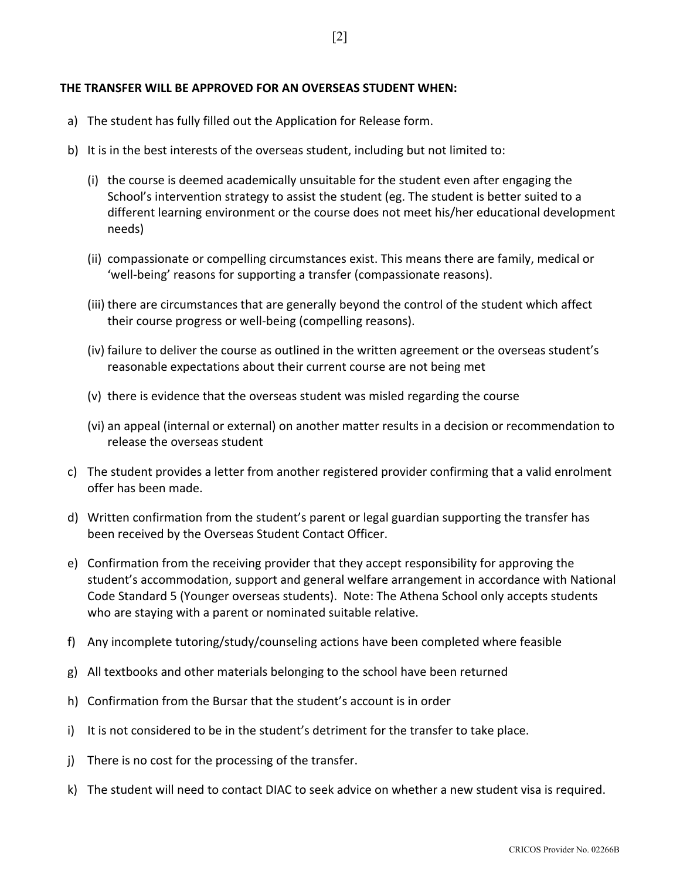**THE TRANSFER WILL BE APPROVED FOR AN OVERSEAS STUDENT WHEN:**

a) The student has fully filled out the Application for Release form.

b) It is in the best interests of the overseas student, including but not limited to:

   (i) the course is deemed academically unsuitable for the student even after engaging the School's intervention strategy to assist the student (eg. The student is better suited to a different learning environment or the course does not meet his/her educational development needs)

   (ii) compassionate or compelling circumstances exist. This means there are family, medical or 'well-being' reasons for supporting a transfer (compassionate reasons).

   (iii) there are circumstances that are generally beyond the control of the student which affect their course progress or well-being (compelling reasons).

   (iv) failure to deliver the course as outlined in the written agreement or the overseas student's reasonable expectations about their current course are not being met

   (v) there is evidence that the overseas student was misled regarding the course

   (vi) an appeal (internal or external) on another matter results in a decision or recommendation to release the overseas student

c) The student provides a letter from another registered provider confirming that a valid enrolment offer has been made.

d) Written confirmation from the student's parent or legal guardian supporting the transfer has been received by the Overseas Student Contact Officer.

e) Confirmation from the receiving provider that they accept responsibility for approving the student's accommodation, support and general welfare arrangement in accordance with National Code Standard 5 (Younger overseas students). Note: The Athena School only accepts students who are staying with a parent or nominated suitable relative.

f) Any incomplete tutoring/study/counseling actions have been completed where feasible

g) All textbooks and other materials belonging to the school have been returned

h) Confirmation from the Bursar that the student's account is in order

i) It is not considered to be in the student's detriment for the transfer to take place.

j) There is no cost for the processing of the transfer.

k) The student will need to contact DIAC to seek advice on whether a new student visa is required.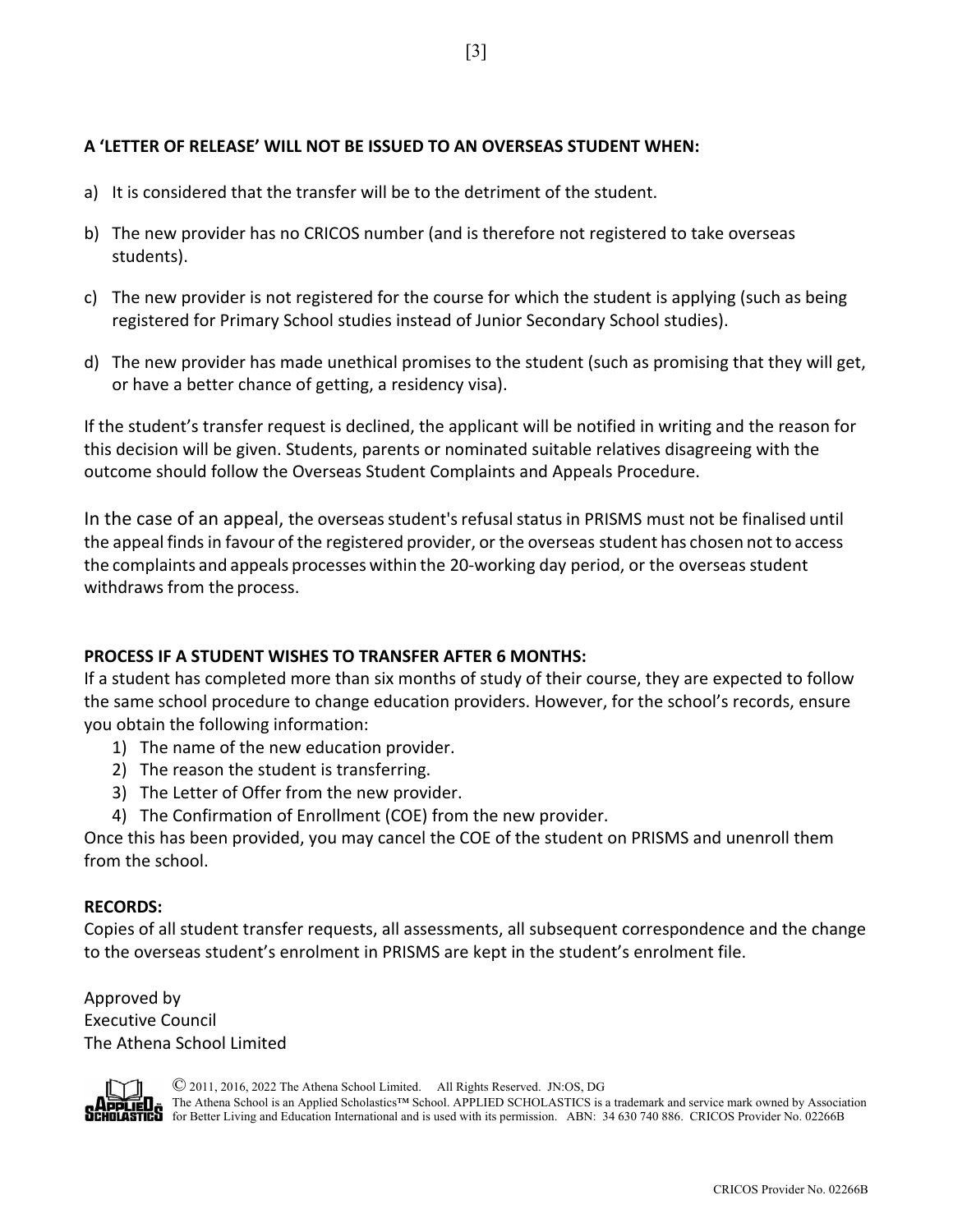**A 'LETTER OF RELEASE' WILL NOT BE ISSUED TO AN OVERSEAS STUDENT WHEN:**

a) It is considered that the transfer will be to the detriment of the student.

b) The new provider has no CRICOS number (and is therefore not registered to take overseas students).

c) The new provider is not registered for the course for which the student is applying (such as being registered for Primary School studies instead of Junior Secondary School studies).

d) The new provider has made unethical promises to the student (such as promising that they will get, or have a better chance of getting, a residency visa).

If the student's transfer request is declined, the applicant will be notified in writing and the reason for this decision will be given. Students, parents or nominated suitable relatives disagreeing with the outcome should follow the Overseas Student Complaints and Appeals Procedure.

In the case of an appeal, the overseas student's refusal status in PRISMS must not be finalised until the appeal finds in favour of the registered provider, or the overseas student has chosen not to access the complaints and appeals processes within the 20-working day period, or the overseas student withdraws from the process.

**PROCESS IF A STUDENT WISHES TO TRANSFER AFTER 6 MONTHS:**

If a student has completed more than six months of study of their course, they are expected to follow the same school procedure to change education providers. However, for the school's records, ensure you obtain the following information:

1) The name of the new education provider.
2) The reason the student is transferring.
3) The Letter of Offer from the new provider.
4) The Confirmation of Enrollment (COE) from the new provider.

Once this has been provided, you may cancel the COE of the student on PRISMS and unenroll them from the school.

**RECORDS:**

Copies of all student transfer requests, all assessments, all subsequent correspondence and the change to the overseas student's enrolment in PRISMS are kept in the student's enrolment file.

Approved by
Executive Council
The Athena School Limited

© 2011, 2016, 2022 The Athena School Limited. All Rights Reserved. JN:OS, DG
The Athena School is an Applied Scholastics™ School. APPLIED SCHOLASTICS is a trademark and service mark owned by Association for Better Living and Education International and is used with its permission. ABN: 34 630 740 886. CRICOS Provider No. 02266B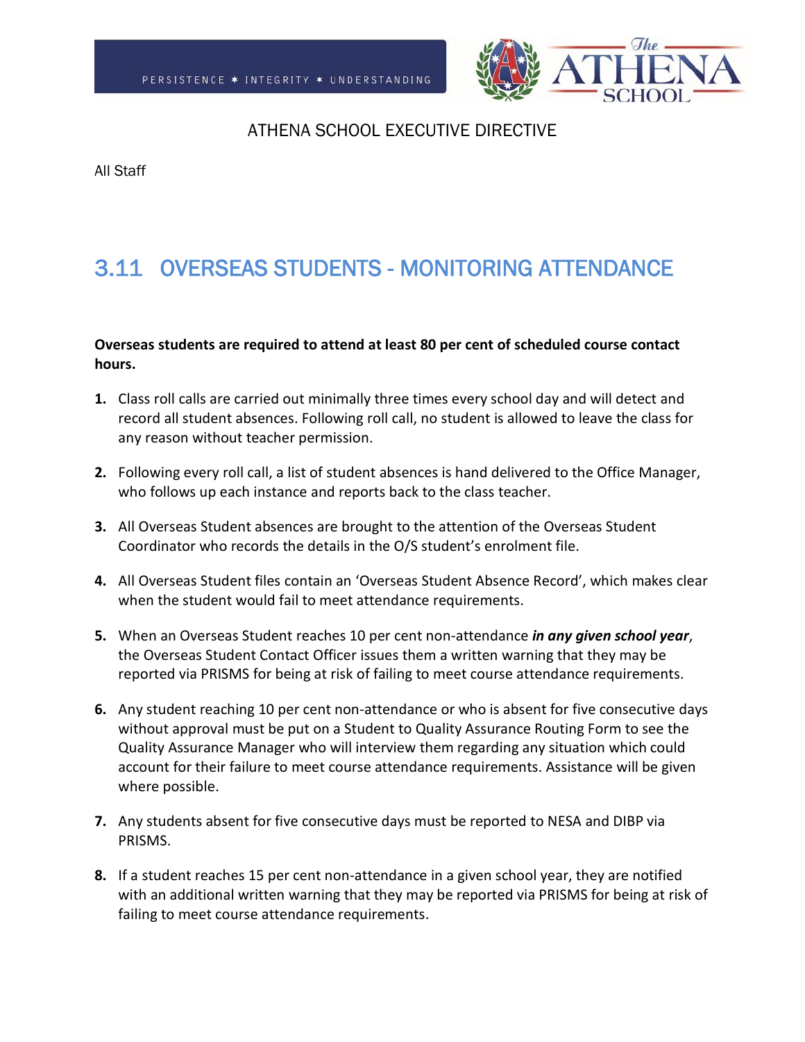PERSISTENCE ✶ INTEGRITY ✶ UNDERSTANDING

ATHENA SCHOOL EXECUTIVE DIRECTIVE

All Staff

# 3.11 OVERSEAS STUDENTS - MONITORING ATTENDANCE

**Overseas students are required to attend at least 80 per cent of scheduled course contact hours.**

1. Class roll calls are carried out minimally three times every school day and will detect and record all student absences. Following roll call, no student is allowed to leave the class for any reason without teacher permission.

2. Following every roll call, a list of student absences is hand delivered to the Office Manager, who follows up each instance and reports back to the class teacher.

3. All Overseas Student absences are brought to the attention of the Overseas Student Coordinator who records the details in the O/S student's enrolment file.

4. All Overseas Student files contain an 'Overseas Student Absence Record', which makes clear when the student would fail to meet attendance requirements.

5. When an Overseas Student reaches 10 per cent non-attendance ***in any given school year***, the Overseas Student Contact Officer issues them a written warning that they may be reported via PRISMS for being at risk of failing to meet course attendance requirements.

6. Any student reaching 10 per cent non-attendance or who is absent for five consecutive days without approval must be put on a Student to Quality Assurance Routing Form to see the Quality Assurance Manager who will interview them regarding any situation which could account for their failure to meet course attendance requirements. Assistance will be given where possible.

7. Any students absent for five consecutive days must be reported to NESA and DIBP via PRISMS.

8. If a student reaches 15 per cent non-attendance in a given school year, they are notified with an additional written warning that they may be reported via PRISMS for being at risk of failing to meet course attendance requirements.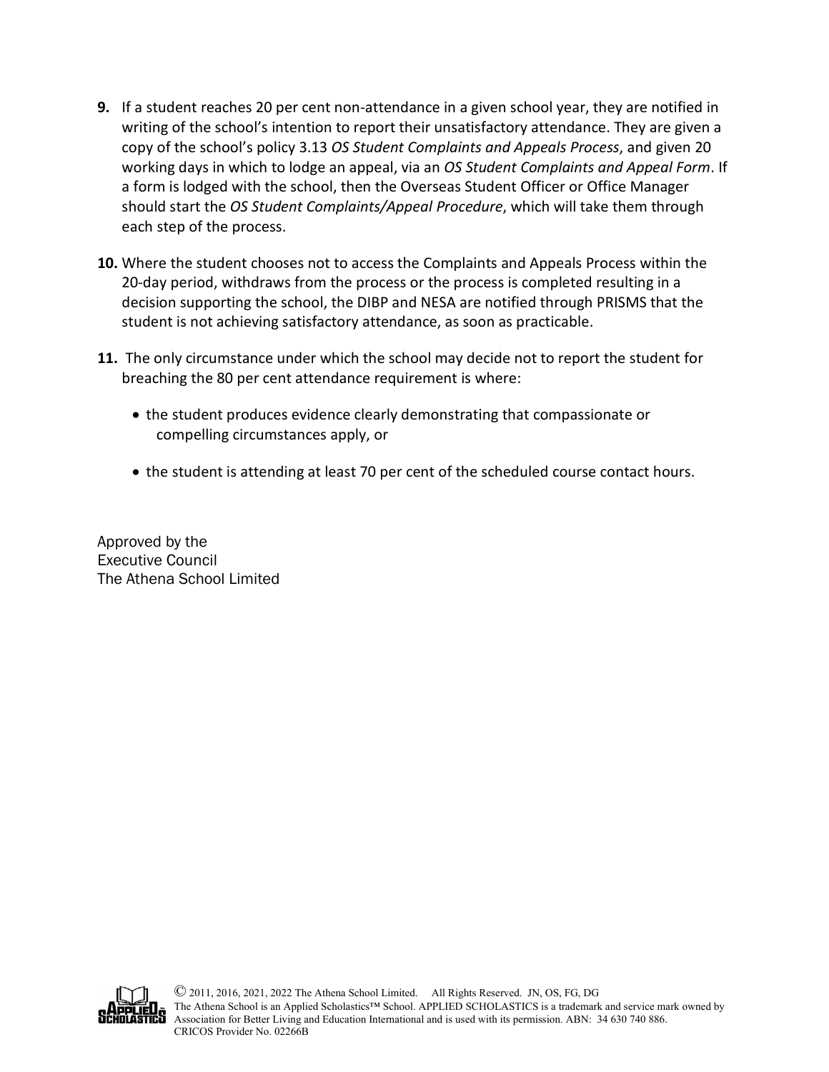**9.** If a student reaches 20 per cent non-attendance in a given school year, they are notified in writing of the school's intention to report their unsatisfactory attendance. They are given a copy of the school's policy 3.13 *OS Student Complaints and Appeals Process*, and given 20 working days in which to lodge an appeal, via an *OS Student Complaints and Appeal Form*. If a form is lodged with the school, then the Overseas Student Officer or Office Manager should start the *OS Student Complaints/Appeal Procedure*, which will take them through each step of the process.

**10.** Where the student chooses not to access the Complaints and Appeals Process within the 20-day period, withdraws from the process or the process is completed resulting in a decision supporting the school, the DIBP and NESA are notified through PRISMS that the student is not achieving satisfactory attendance, as soon as practicable.

**11.** The only circumstance under which the school may decide not to report the student for breaching the 80 per cent attendance requirement is where:

- the student produces evidence clearly demonstrating that compassionate or compelling circumstances apply, or
- the student is attending at least 70 per cent of the scheduled course contact hours.

Approved by the
Executive Council
The Athena School Limited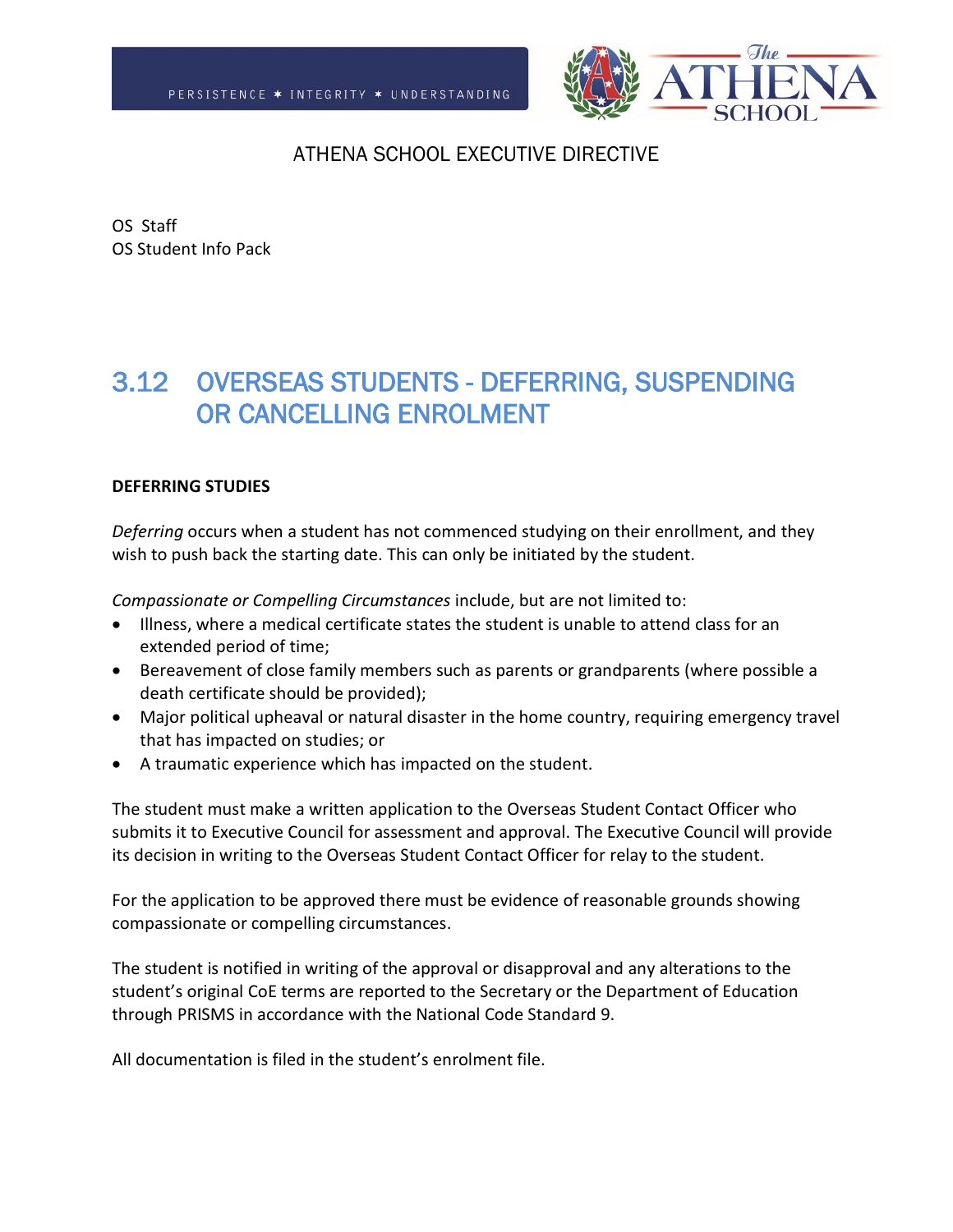ATHENA SCHOOL EXECUTIVE DIRECTIVE

OS Staff
OS Student Info Pack

## 3.12 OVERSEAS STUDENTS - DEFERRING, SUSPENDING OR CANCELLING ENROLMENT

**DEFERRING STUDIES**

*Deferring* occurs when a student has not commenced studying on their enrollment, and they wish to push back the starting date. This can only be initiated by the student.

*Compassionate or Compelling Circumstances* include, but are not limited to:

- Illness, where a medical certificate states the student is unable to attend class for an extended period of time;
- Bereavement of close family members such as parents or grandparents (where possible a death certificate should be provided);
- Major political upheaval or natural disaster in the home country, requiring emergency travel that has impacted on studies; or
- A traumatic experience which has impacted on the student.

The student must make a written application to the Overseas Student Contact Officer who submits it to Executive Council for assessment and approval. The Executive Council will provide its decision in writing to the Overseas Student Contact Officer for relay to the student.

For the application to be approved there must be evidence of reasonable grounds showing compassionate or compelling circumstances.

The student is notified in writing of the approval or disapproval and any alterations to the student's original CoE terms are reported to the Secretary or the Department of Education through PRISMS in accordance with the National Code Standard 9.

All documentation is filed in the student's enrolment file.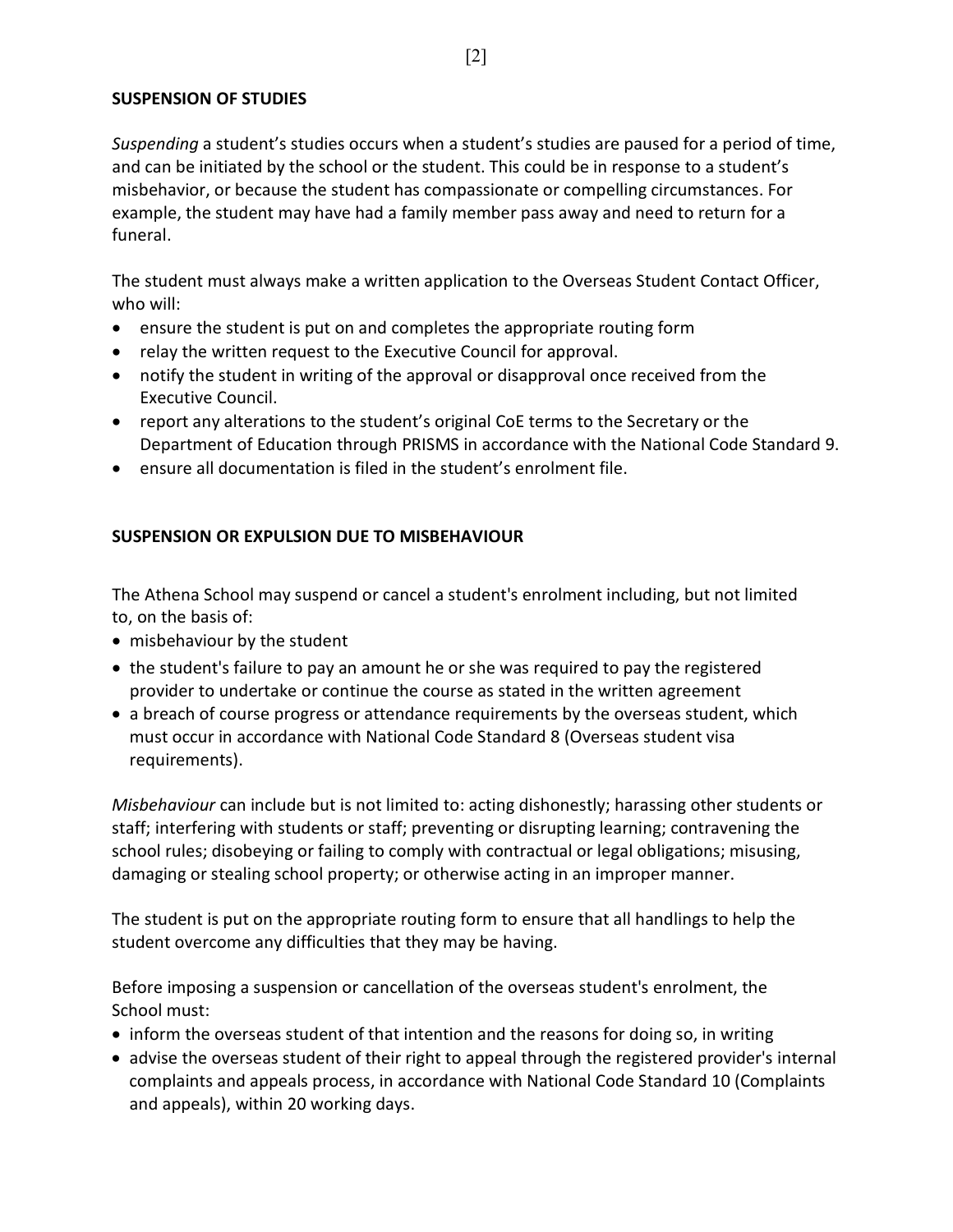## SUSPENSION OF STUDIES

*Suspending* a student's studies occurs when a student's studies are paused for a period of time, and can be initiated by the school or the student. This could be in response to a student's misbehavior, or because the student has compassionate or compelling circumstances. For example, the student may have had a family member pass away and need to return for a funeral.

The student must always make a written application to the Overseas Student Contact Officer, who will:

- ensure the student is put on and completes the appropriate routing form
- relay the written request to the Executive Council for approval.
- notify the student in writing of the approval or disapproval once received from the Executive Council.
- report any alterations to the student's original CoE terms to the Secretary or the Department of Education through PRISMS in accordance with the National Code Standard 9.
- ensure all documentation is filed in the student's enrolment file.

## SUSPENSION OR EXPULSION DUE TO MISBEHAVIOUR

The Athena School may suspend or cancel a student's enrolment including, but not limited to, on the basis of:

- misbehaviour by the student
- the student's failure to pay an amount he or she was required to pay the registered provider to undertake or continue the course as stated in the written agreement
- a breach of course progress or attendance requirements by the overseas student, which must occur in accordance with National Code Standard 8 (Overseas student visa requirements).

*Misbehaviour* can include but is not limited to: acting dishonestly; harassing other students or staff; interfering with students or staff; preventing or disrupting learning; contravening the school rules; disobeying or failing to comply with contractual or legal obligations; misusing, damaging or stealing school property; or otherwise acting in an improper manner.

The student is put on the appropriate routing form to ensure that all handlings to help the student overcome any difficulties that they may be having.

Before imposing a suspension or cancellation of the overseas student's enrolment, the School must:

- inform the overseas student of that intention and the reasons for doing so, in writing
- advise the overseas student of their right to appeal through the registered provider's internal complaints and appeals process, in accordance with National Code Standard 10 (Complaints and appeals), within 20 working days.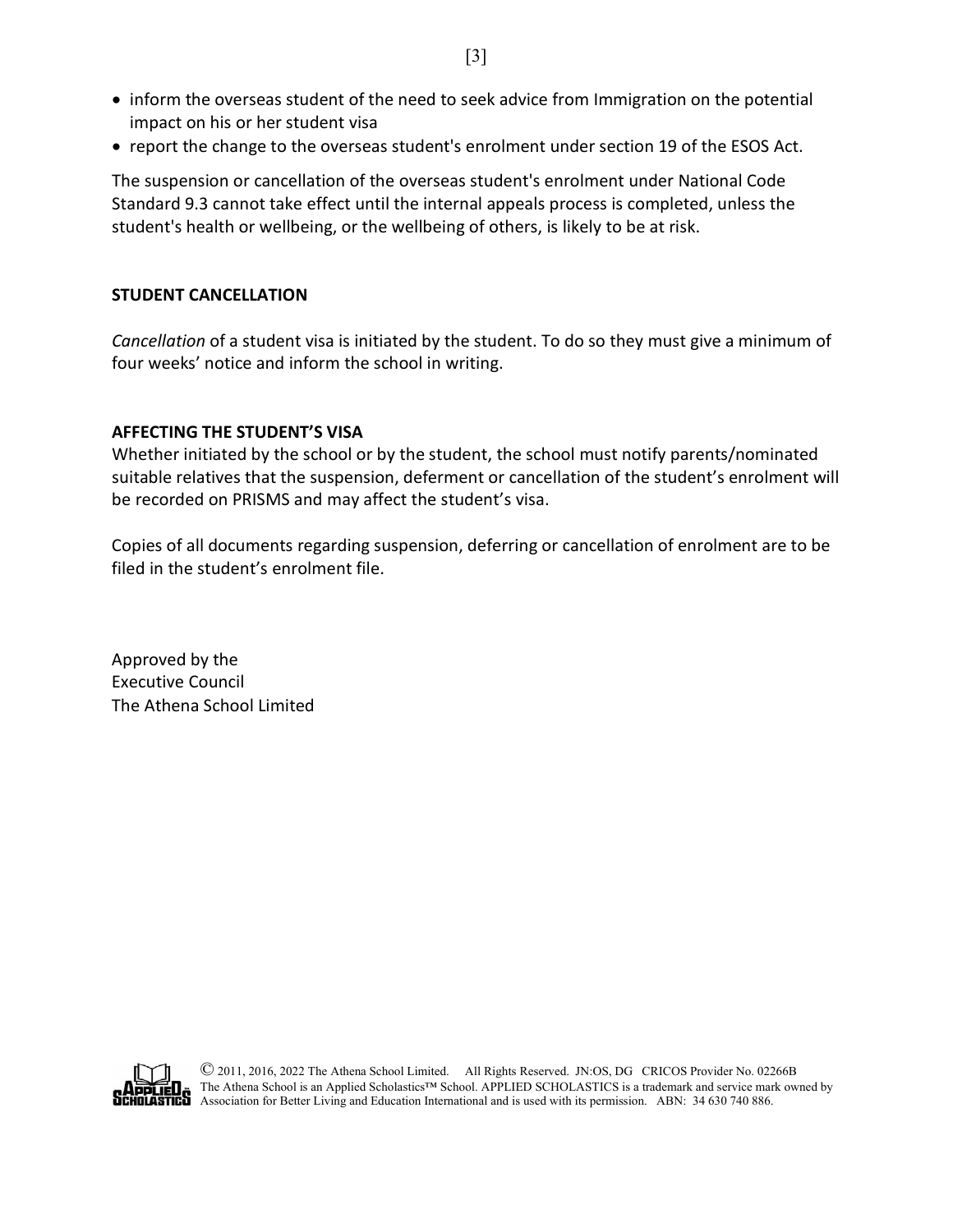- inform the overseas student of the need to seek advice from Immigration on the potential impact on his or her student visa
- report the change to the overseas student's enrolment under section 19 of the ESOS Act.

The suspension or cancellation of the overseas student's enrolment under National Code Standard 9.3 cannot take effect until the internal appeals process is completed, unless the student's health or wellbeing, or the wellbeing of others, is likely to be at risk.

**STUDENT CANCELLATION**

*Cancellation* of a student visa is initiated by the student. To do so they must give a minimum of four weeks' notice and inform the school in writing.

**AFFECTING THE STUDENT'S VISA**

Whether initiated by the school or by the student, the school must notify parents/nominated suitable relatives that the suspension, deferment or cancellation of the student's enrolment will be recorded on PRISMS and may affect the student's visa.

Copies of all documents regarding suspension, deferring or cancellation of enrolment are to be filed in the student's enrolment file.

Approved by the
Executive Council
The Athena School Limited

© 2011, 2016, 2022 The Athena School Limited. All Rights Reserved. JN:OS, DG CRICOS Provider No. 02266B
The Athena School is an Applied Scholastics™ School. APPLIED SCHOLASTICS is a trademark and service mark owned by Association for Better Living and Education International and is used with its permission. ABN: 34 630 740 886.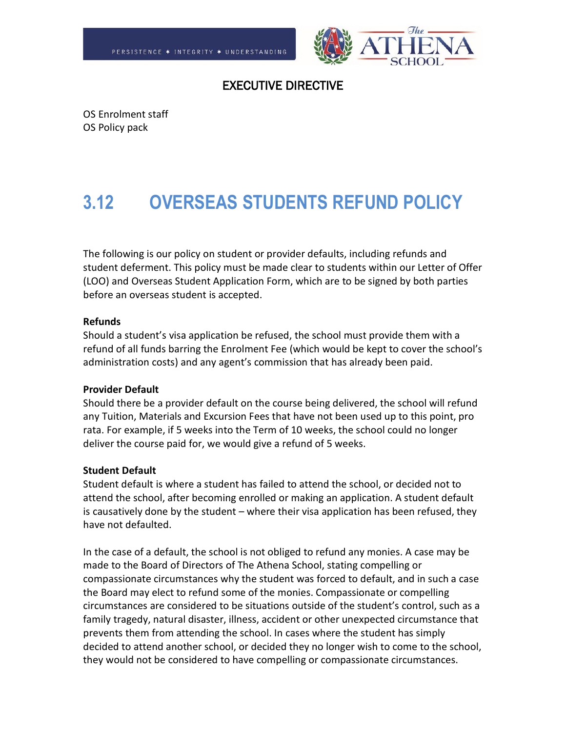## EXECUTIVE DIRECTIVE

OS Enrolment staff
OS Policy pack

# 3.12 OVERSEAS STUDENTS REFUND POLICY

The following is our policy on student or provider defaults, including refunds and student deferment. This policy must be made clear to students within our Letter of Offer (LOO) and Overseas Student Application Form, which are to be signed by both parties before an overseas student is accepted.

**Refunds**
Should a student's visa application be refused, the school must provide them with a refund of all funds barring the Enrolment Fee (which would be kept to cover the school's administration costs) and any agent's commission that has already been paid.

**Provider Default**
Should there be a provider default on the course being delivered, the school will refund any Tuition, Materials and Excursion Fees that have not been used up to this point, pro rata. For example, if 5 weeks into the Term of 10 weeks, the school could no longer deliver the course paid for, we would give a refund of 5 weeks.

**Student Default**
Student default is where a student has failed to attend the school, or decided not to attend the school, after becoming enrolled or making an application. A student default is causatively done by the student – where their visa application has been refused, they have not defaulted.

In the case of a default, the school is not obliged to refund any monies. A case may be made to the Board of Directors of The Athena School, stating compelling or compassionate circumstances why the student was forced to default, and in such a case the Board may elect to refund some of the monies. Compassionate or compelling circumstances are considered to be situations outside of the student's control, such as a family tragedy, natural disaster, illness, accident or other unexpected circumstance that prevents them from attending the school. In cases where the student has simply decided to attend another school, or decided they no longer wish to come to the school, they would not be considered to have compelling or compassionate circumstances.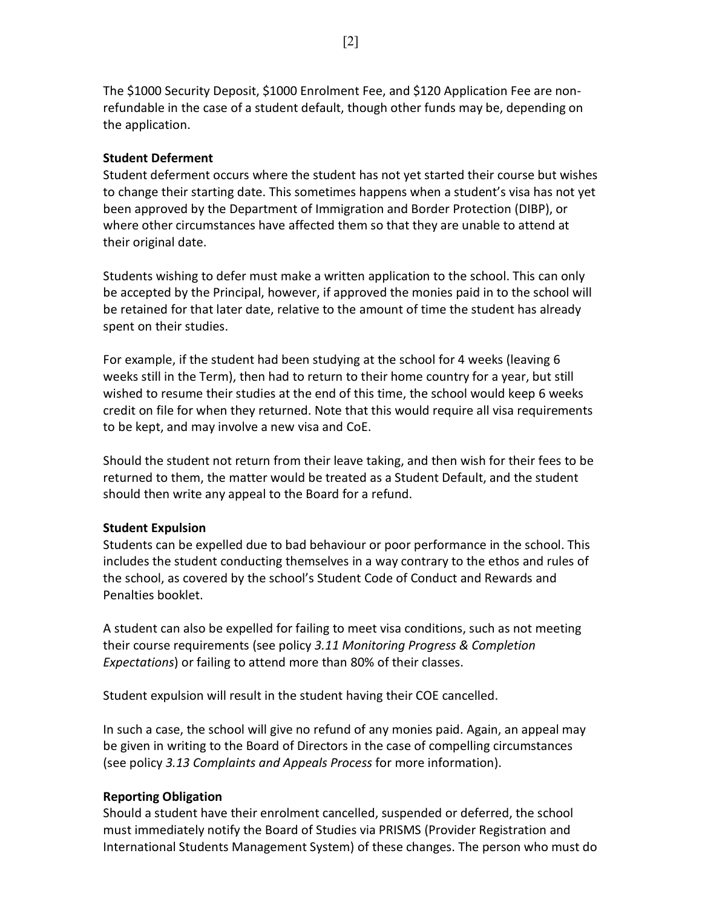The $1000 Security Deposit, $1000 Enrolment Fee, and $120 Application Fee are non-refundable in the case of a student default, though other funds may be, depending on the application.

**Student Deferment**

Student deferment occurs where the student has not yet started their course but wishes to change their starting date. This sometimes happens when a student's visa has not yet been approved by the Department of Immigration and Border Protection (DIBP), or where other circumstances have affected them so that they are unable to attend at their original date.

Students wishing to defer must make a written application to the school. This can only be accepted by the Principal, however, if approved the monies paid in to the school will be retained for that later date, relative to the amount of time the student has already spent on their studies.

For example, if the student had been studying at the school for 4 weeks (leaving 6 weeks still in the Term), then had to return to their home country for a year, but still wished to resume their studies at the end of this time, the school would keep 6 weeks credit on file for when they returned. Note that this would require all visa requirements to be kept, and may involve a new visa and CoE.

Should the student not return from their leave taking, and then wish for their fees to be returned to them, the matter would be treated as a Student Default, and the student should then write any appeal to the Board for a refund.

**Student Expulsion**

Students can be expelled due to bad behaviour or poor performance in the school. This includes the student conducting themselves in a way contrary to the ethos and rules of the school, as covered by the school's Student Code of Conduct and Rewards and Penalties booklet.

A student can also be expelled for failing to meet visa conditions, such as not meeting their course requirements (see policy *3.11 Monitoring Progress & Completion Expectations*) or failing to attend more than 80% of their classes.

Student expulsion will result in the student having their COE cancelled.

In such a case, the school will give no refund of any monies paid. Again, an appeal may be given in writing to the Board of Directors in the case of compelling circumstances (see policy *3.13 Complaints and Appeals Process* for more information).

**Reporting Obligation**

Should a student have their enrolment cancelled, suspended or deferred, the school must immediately notify the Board of Studies via PRISMS (Provider Registration and International Students Management System) of these changes. The person who must do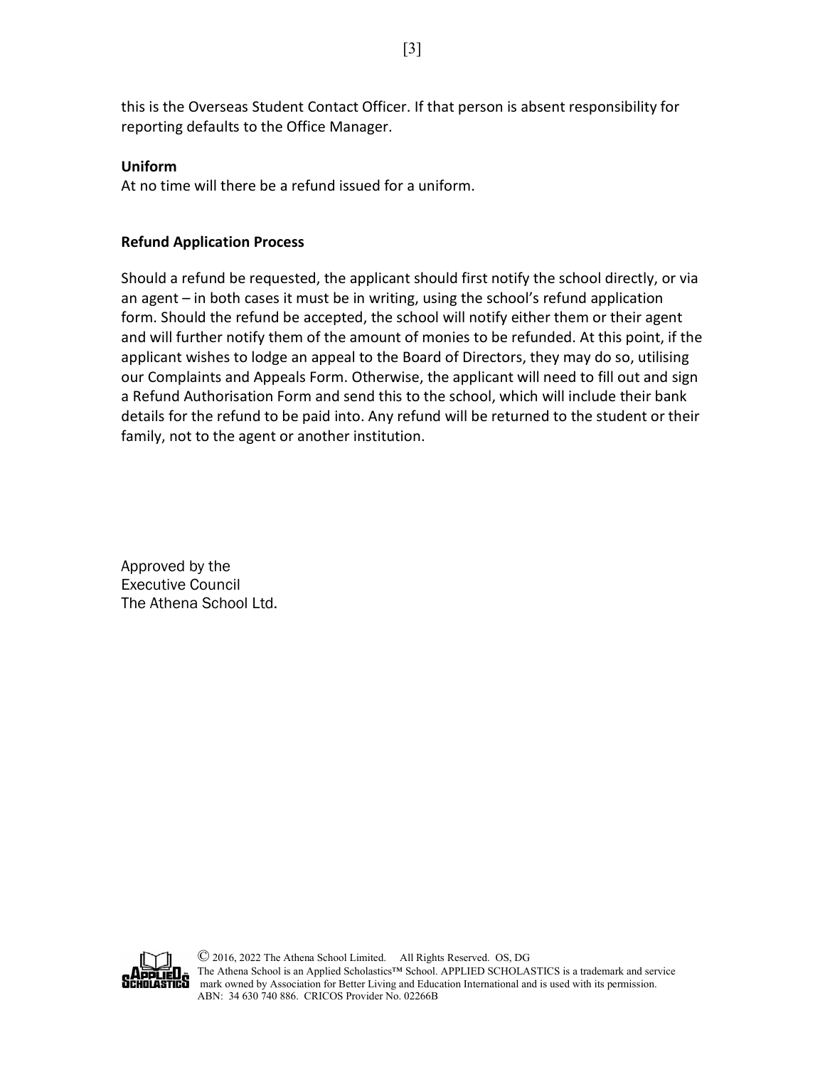this is the Overseas Student Contact Officer. If that person is absent responsibility for reporting defaults to the Office Manager.

**Uniform**

At no time will there be a refund issued for a uniform.

**Refund Application Process**

Should a refund be requested, the applicant should first notify the school directly, or via an agent – in both cases it must be in writing, using the school's refund application form. Should the refund be accepted, the school will notify either them or their agent and will further notify them of the amount of monies to be refunded. At this point, if the applicant wishes to lodge an appeal to the Board of Directors, they may do so, utilising our Complaints and Appeals Form. Otherwise, the applicant will need to fill out and sign a Refund Authorisation Form and send this to the school, which will include their bank details for the refund to be paid into. Any refund will be returned to the student or their family, not to the agent or another institution.

Approved by the
Executive Council
The Athena School Ltd.

© 2016, 2022 The Athena School Limited. All Rights Reserved. OS, DG
The Athena School is an Applied Scholastics™ School. APPLIED SCHOLASTICS is a trademark and service mark owned by Association for Better Living and Education International and is used with its permission.
ABN: 34 630 740 886. CRICOS Provider No. 02266B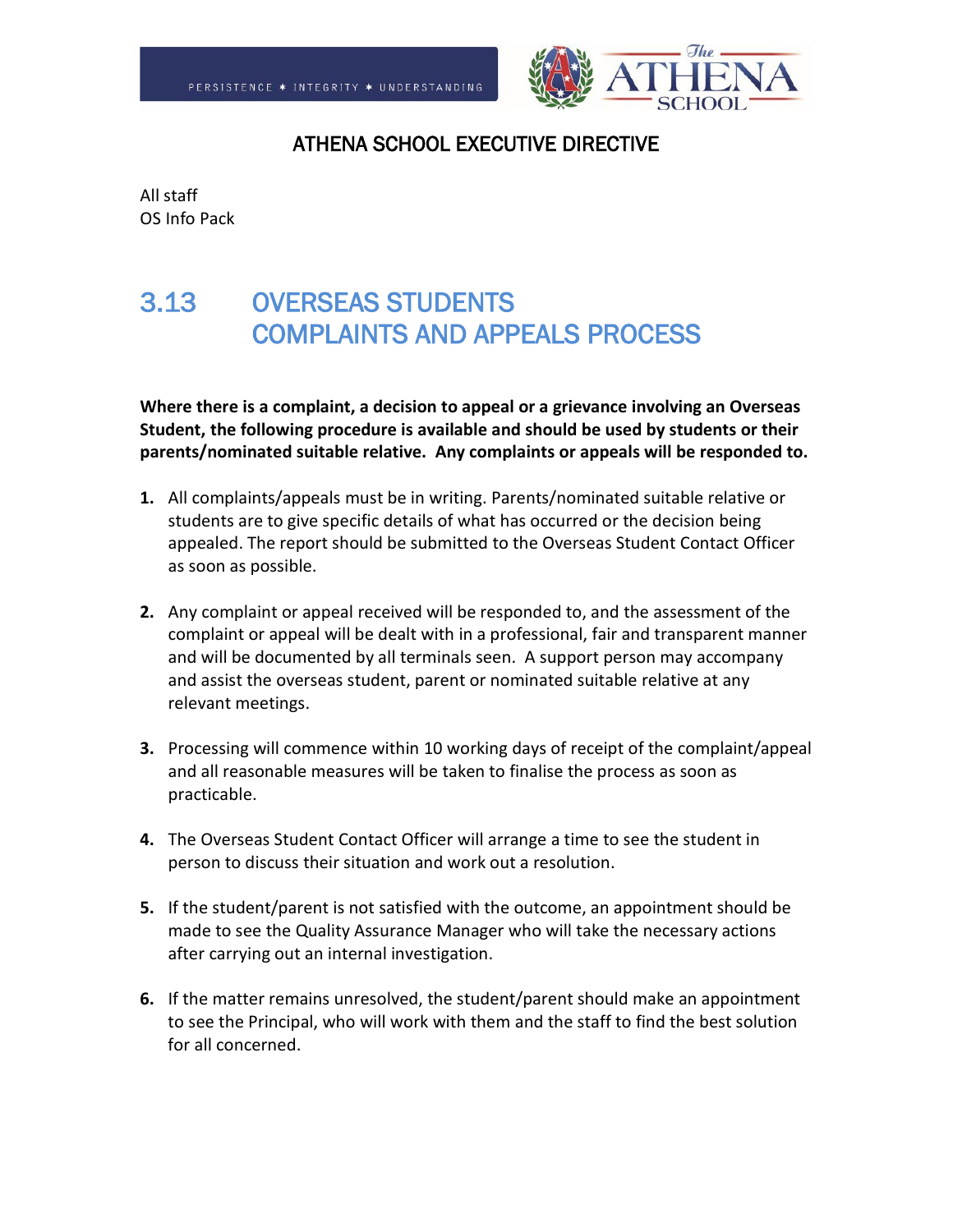PERSISTENCE ✶ INTEGRITY ✶ UNDERSTANDING

The ATHENA SCHOOL

# ATHENA SCHOOL EXECUTIVE DIRECTIVE

All staff
OS Info Pack

## 3.13 OVERSEAS STUDENTS COMPLAINTS AND APPEALS PROCESS

**Where there is a complaint, a decision to appeal or a grievance involving an Overseas Student, the following procedure is available and should be used by students or their parents/nominated suitable relative. Any complaints or appeals will be responded to.**

1. All complaints/appeals must be in writing. Parents/nominated suitable relative or students are to give specific details of what has occurred or the decision being appealed. The report should be submitted to the Overseas Student Contact Officer as soon as possible.

2. Any complaint or appeal received will be responded to, and the assessment of the complaint or appeal will be dealt with in a professional, fair and transparent manner and will be documented by all terminals seen. A support person may accompany and assist the overseas student, parent or nominated suitable relative at any relevant meetings.

3. Processing will commence within 10 working days of receipt of the complaint/appeal and all reasonable measures will be taken to finalise the process as soon as practicable.

4. The Overseas Student Contact Officer will arrange a time to see the student in person to discuss their situation and work out a resolution.

5. If the student/parent is not satisfied with the outcome, an appointment should be made to see the Quality Assurance Manager who will take the necessary actions after carrying out an internal investigation.

6. If the matter remains unresolved, the student/parent should make an appointment to see the Principal, who will work with them and the staff to find the best solution for all concerned.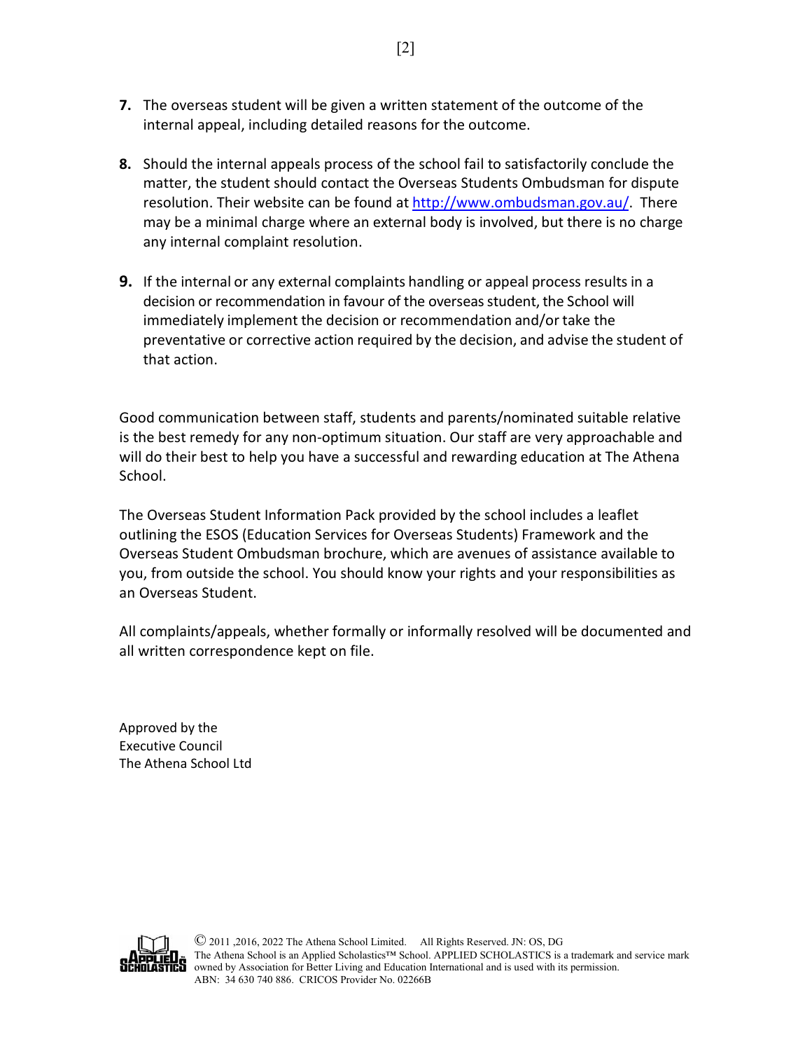7. The overseas student will be given a written statement of the outcome of the internal appeal, including detailed reasons for the outcome.

8. Should the internal appeals process of the school fail to satisfactorily conclude the matter, the student should contact the Overseas Students Ombudsman for dispute resolution. Their website can be found at [http://www.ombudsman.gov.au/](http://www.ombudsman.gov.au/). There may be a minimal charge where an external body is involved, but there is no charge any internal complaint resolution.

9. If the internal or any external complaints handling or appeal process results in a decision or recommendation in favour of the overseas student, the School will immediately implement the decision or recommendation and/or take the preventative or corrective action required by the decision, and advise the student of that action.

Good communication between staff, students and parents/nominated suitable relative is the best remedy for any non-optimum situation. Our staff are very approachable and will do their best to help you have a successful and rewarding education at The Athena School.

The Overseas Student Information Pack provided by the school includes a leaflet outlining the ESOS (Education Services for Overseas Students) Framework and the Overseas Student Ombudsman brochure, which are avenues of assistance available to you, from outside the school. You should know your rights and your responsibilities as an Overseas Student.

All complaints/appeals, whether formally or informally resolved will be documented and all written correspondence kept on file.

Approved by the
Executive Council
The Athena School Ltd

© 2011 ,2016, 2022 The Athena School Limited. All Rights Reserved. JN: OS, DG
The Athena School is an Applied Scholastics™ School. APPLIED SCHOLASTICS is a trademark and service mark owned by Association for Better Living and Education International and is used with its permission.
ABN: 34 630 740 886. CRICOS Provider No. 02266B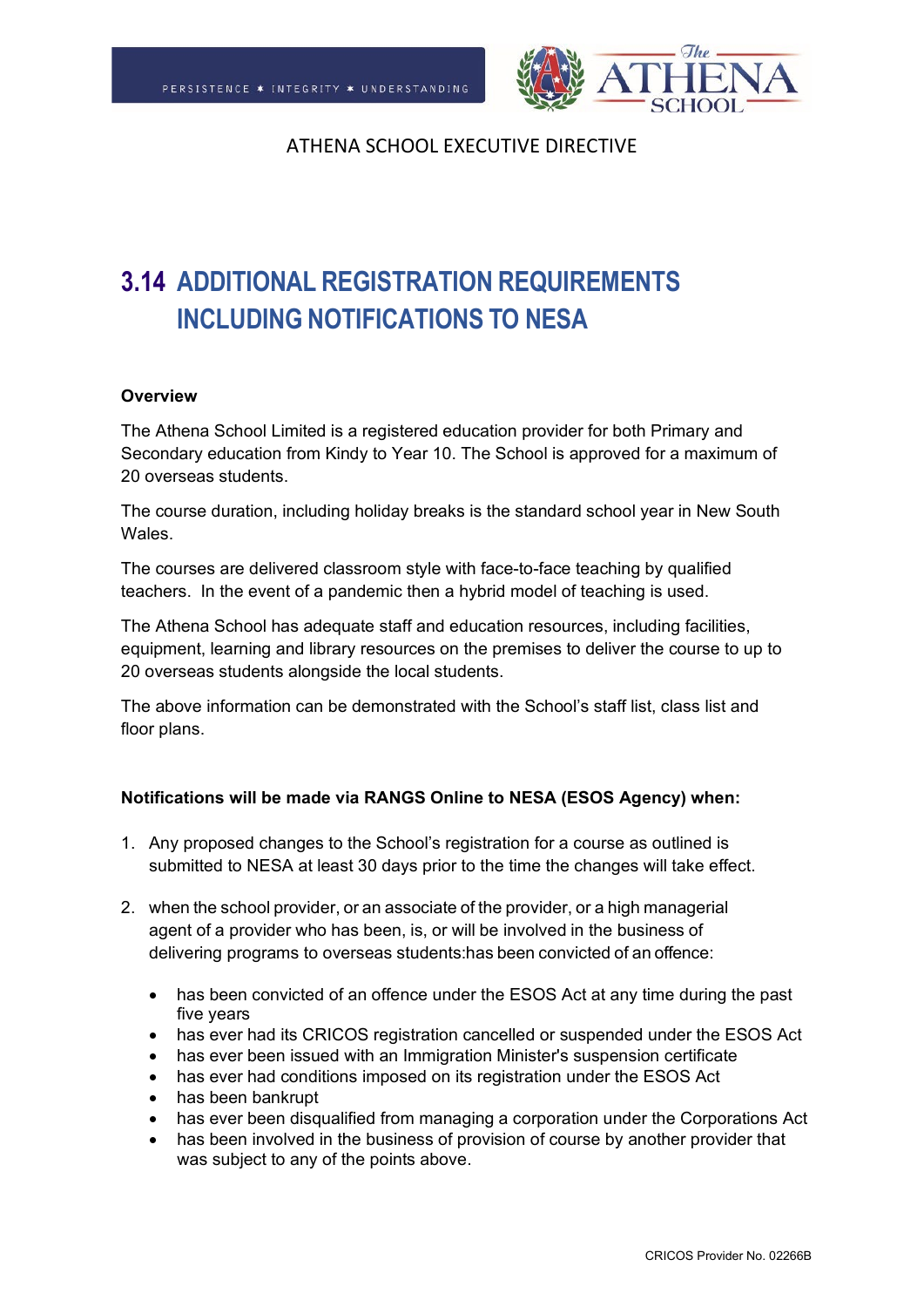PERSISTENCE ✱ INTEGRITY ✱ UNDERSTANDING

ATHENA SCHOOL EXECUTIVE DIRECTIVE

# 3.14 ADDITIONAL REGISTRATION REQUIREMENTS INCLUDING NOTIFICATIONS TO NESA

**Overview**

The Athena School Limited is a registered education provider for both Primary and Secondary education from Kindy to Year 10. The School is approved for a maximum of 20 overseas students.

The course duration, including holiday breaks is the standard school year in New South Wales.

The courses are delivered classroom style with face-to-face teaching by qualified teachers. In the event of a pandemic then a hybrid model of teaching is used.

The Athena School has adequate staff and education resources, including facilities, equipment, learning and library resources on the premises to deliver the course to up to 20 overseas students alongside the local students.

The above information can be demonstrated with the School's staff list, class list and floor plans.

**Notifications will be made via RANGS Online to NESA (ESOS Agency) when:**

1. Any proposed changes to the School's registration for a course as outlined is submitted to NESA at least 30 days prior to the time the changes will take effect.

2. when the school provider, or an associate of the provider, or a high managerial agent of a provider who has been, is, or will be involved in the business of delivering programs to overseas students:has been convicted of an offence:

   - has been convicted of an offence under the ESOS Act at any time during the past five years
   - has ever had its CRICOS registration cancelled or suspended under the ESOS Act
   - has ever been issued with an Immigration Minister's suspension certificate
   - has ever had conditions imposed on its registration under the ESOS Act
   - has been bankrupt
   - has ever been disqualified from managing a corporation under the Corporations Act
   - has been involved in the business of provision of course by another provider that was subject to any of the points above.

CRICOS Provider No. 02266B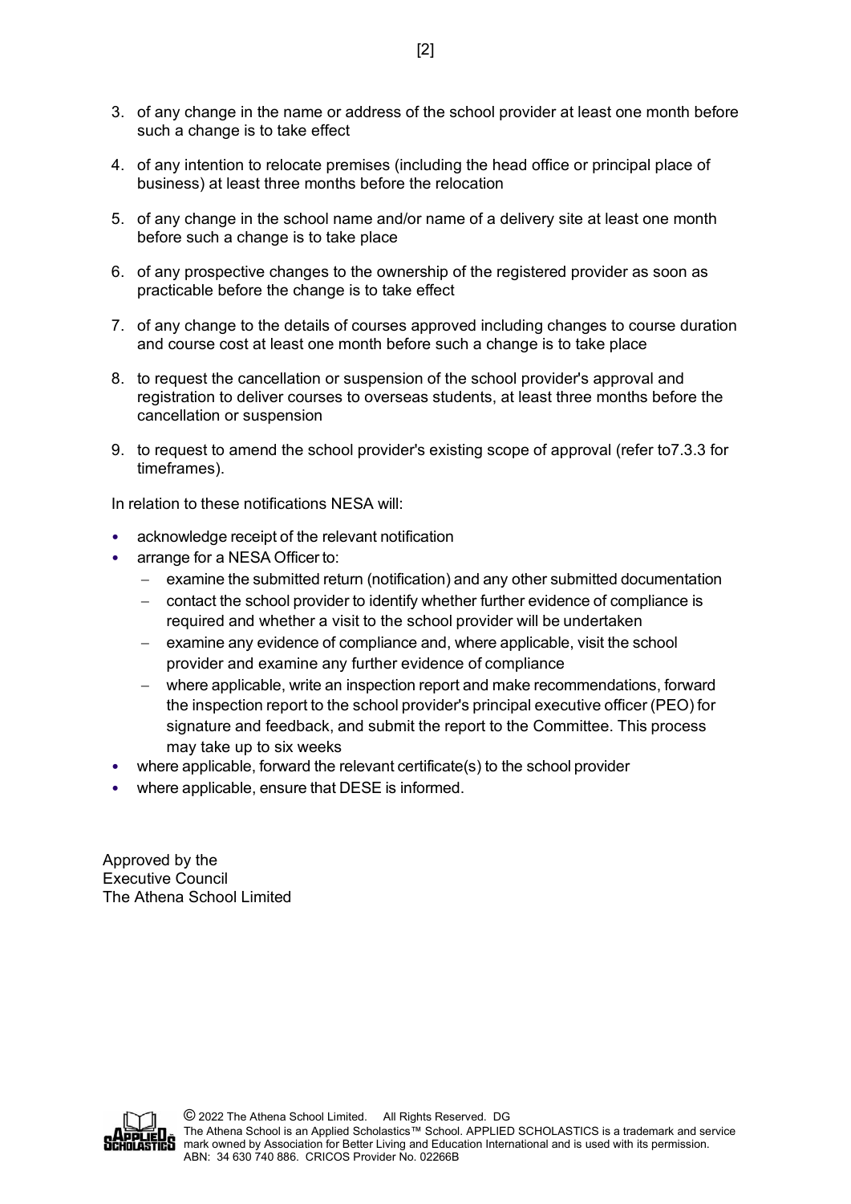3. of any change in the name or address of the school provider at least one month before such a change is to take effect
4. of any intention to relocate premises (including the head office or principal place of business) at least three months before the relocation
5. of any change in the school name and/or name of a delivery site at least one month before such a change is to take place
6. of any prospective changes to the ownership of the registered provider as soon as practicable before the change is to take effect
7. of any change to the details of courses approved including changes to course duration and course cost at least one month before such a change is to take place
8. to request the cancellation or suspension of the school provider's approval and registration to deliver courses to overseas students, at least three months before the cancellation or suspension
9. to request to amend the school provider's existing scope of approval (refer to7.3.3 for timeframes).

In relation to these notifications NESA will:

- acknowledge receipt of the relevant notification
- arrange for a NESA Officer to:
  - examine the submitted return (notification) and any other submitted documentation
  - contact the school provider to identify whether further evidence of compliance is required and whether a visit to the school provider will be undertaken
  - examine any evidence of compliance and, where applicable, visit the school provider and examine any further evidence of compliance
  - where applicable, write an inspection report and make recommendations, forward the inspection report to the school provider's principal executive officer (PEO) for signature and feedback, and submit the report to the Committee. This process may take up to six weeks
- where applicable, forward the relevant certificate(s) to the school provider
- where applicable, ensure that DESE is informed.

Approved by the
Executive Council
The Athena School Limited

© 2022 The Athena School Limited. All Rights Reserved. DG
The Athena School is an Applied Scholastics™ School. APPLIED SCHOLASTICS is a trademark and service mark owned by Association for Better Living and Education International and is used with its permission.
ABN: 34 630 740 886. CRICOS Provider No. 02266B